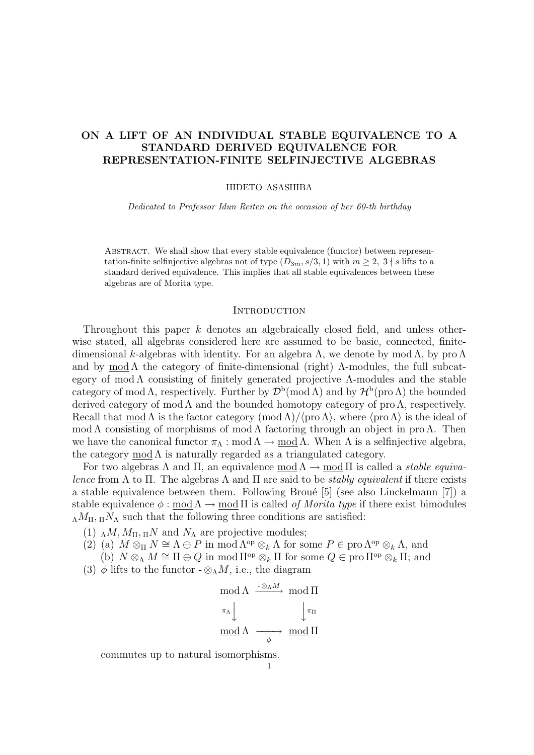# ON A LIFT OF AN INDIVIDUAL STABLE EQUIVALENCE TO A STANDARD DERIVED EQUIVALENCE FOR REPRESENTATION-FINITE SELFINJECTIVE ALGEBRAS

HIDETO ASASHIBA

*Dedicated to Professor Idun Reiten on the occasion of her 60-th birthday*

Abstract. We shall show that every stable equivalence (functor) between representation-finite selfinjective algebras not of type $(D_{3m}, s/3, 1)$ with $m \geq 2$, $3 \nmid s$ lifts to a standard derived equivalence. This implies that all stable equivalences between these algebras are of Morita type.

## Introduction

Throughout this paper $k$ denotes an algebraically closed field, and unless otherwise stated, all algebras considered here are assumed to be basic, connected, finite-dimensional $k$-algebras with identity. For an algebra $\Lambda$, we denote by $\operatorname{mod}\Lambda$, by $\operatorname{pro}\Lambda$ and by $\underline{\operatorname{mod}}\,\Lambda$ the category of finite-dimensional (right) $\Lambda$-modules, the full subcategory of $\operatorname{mod}\Lambda$ consisting of finitely generated projective $\Lambda$-modules and the stable category of $\operatorname{mod}\Lambda$, respectively. Further by $\mathcal{D}^{\mathrm{b}}(\operatorname{mod}\Lambda)$ and by $\mathcal{H}^{\mathrm{b}}(\operatorname{pro}\Lambda)$ the bounded derived category of $\operatorname{mod}\Lambda$ and the bounded homotopy category of $\operatorname{pro}\Lambda$, respectively. Recall that $\underline{\operatorname{mod}}\,\Lambda$ is the factor category $(\operatorname{mod}\Lambda)/\langle\operatorname{pro}\Lambda\rangle$, where $\langle\operatorname{pro}\Lambda\rangle$ is the ideal of $\operatorname{mod}\Lambda$ consisting of morphisms of $\operatorname{mod}\Lambda$ factoring through an object in $\operatorname{pro}\Lambda$. Then we have the canonical functor $\pi_\Lambda : \operatorname{mod}\Lambda \to \underline{\operatorname{mod}}\,\Lambda$. When $\Lambda$ is a selfinjective algebra, the category $\underline{\operatorname{mod}}\,\Lambda$ is naturally regarded as a triangulated category.

For two algebras $\Lambda$ and $\Pi$, an equivalence $\underline{\operatorname{mod}}\,\Lambda \to \underline{\operatorname{mod}}\,\Pi$ is called a *stable equivalence* from $\Lambda$ to $\Pi$. The algebras $\Lambda$ and $\Pi$ are said to be *stably equivalent* if there exists a stable equivalence between them. Following Broué [5] (see also Linckelmann [7]) a stable equivalence $\phi : \underline{\operatorname{mod}}\,\Lambda \to \underline{\operatorname{mod}}\,\Pi$ is called *of Morita type* if there exist bimodules ${}_\Lambda M_\Pi, {}_\Pi N_\Lambda$ such that the following three conditions are satisfied:

1. ${}_\Lambda M, M_\Pi, {}_\Pi N$ and $N_\Lambda$ are projective modules;
2. (a) $M \otimes_\Pi N \cong \Lambda \oplus P$ in $\operatorname{mod}\Lambda^{\mathrm{op}} \otimes_k \Lambda$ for some $P \in \operatorname{pro}\Lambda^{\mathrm{op}} \otimes_k \Lambda$, and
   (b) $N \otimes_\Lambda M \cong \Pi \oplus Q$ in $\operatorname{mod}\Pi^{\mathrm{op}} \otimes_k \Pi$ for some $Q \in \operatorname{pro}\Pi^{\mathrm{op}} \otimes_k \Pi$; and
3. $\phi$ lifts to the functor $\text{-} \otimes_\Lambda M$, i.e., the diagram

$$
\begin{array}{ccc}
\operatorname{mod}\Lambda & \xrightarrow{\text{-}\otimes_\Lambda M} & \operatorname{mod}\Pi \\
{\scriptstyle \pi_\Lambda}\downarrow & & \downarrow{\scriptstyle \pi_\Pi} \\
\underline{\operatorname{mod}}\,\Lambda & \xrightarrow[\phi]{} & \underline{\operatorname{mod}}\,\Pi
\end{array}
$$

commutes up to natural isomorphisms.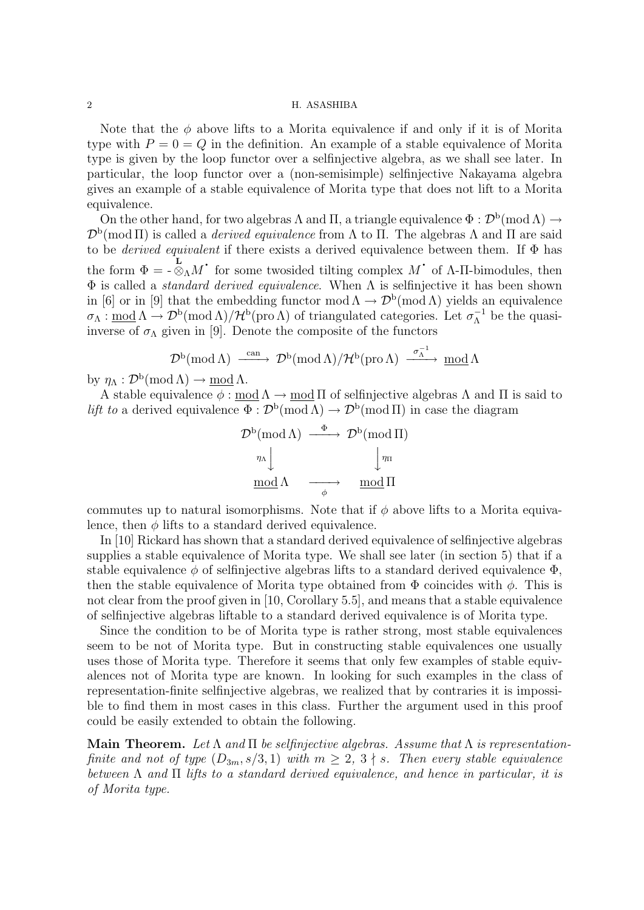Note that the $\phi$ above lifts to a Morita equivalence if and only if it is of Morita type with $P = 0 = Q$ in the definition. An example of a stable equivalence of Morita type is given by the loop functor over a selfinjective algebra, as we shall see later. In particular, the loop functor over a (non-semisimple) selfinjective Nakayama algebra gives an example of a stable equivalence of Morita type that does not lift to a Morita equivalence.

On the other hand, for two algebras $\Lambda$ and $\Pi$, a triangle equivalence $\Phi : \mathcal{D}^{\mathrm{b}}(\mathrm{mod}\,\Lambda) \to \mathcal{D}^{\mathrm{b}}(\mathrm{mod}\,\Pi)$ is called a *derived equivalence* from $\Lambda$ to $\Pi$. The algebras $\Lambda$ and $\Pi$ are said to be *derived equivalent* if there exists a derived equivalence between them. If $\Phi$ has the form $\Phi = \text{-}\overset{\mathbf{L}}{\otimes}_\Lambda M^{\bullet}$ for some twosided tilting complex $M^{\bullet}$ of $\Lambda$-$\Pi$-bimodules, then $\Phi$ is called a *standard derived equivalence*. When $\Lambda$ is selfinjective it has been shown in [6] or in [9] that the embedding functor $\mathrm{mod}\,\Lambda \to \mathcal{D}^{\mathrm{b}}(\mathrm{mod}\,\Lambda)$ yields an equivalence $\sigma_\Lambda : \underline{\mathrm{mod}}\,\Lambda \to \mathcal{D}^{\mathrm{b}}(\mathrm{mod}\,\Lambda)/\mathcal{H}^{\mathrm{b}}(\mathrm{pro}\,\Lambda)$ of triangulated categories. Let $\sigma_\Lambda^{-1}$ be the quasi-inverse of $\sigma_\Lambda$ given in [9]. Denote the composite of the functors

$$\mathcal{D}^{\mathrm{b}}(\mathrm{mod}\,\Lambda) \xrightarrow{\mathrm{can}} \mathcal{D}^{\mathrm{b}}(\mathrm{mod}\,\Lambda)/\mathcal{H}^{\mathrm{b}}(\mathrm{pro}\,\Lambda) \xrightarrow{\sigma_\Lambda^{-1}} \underline{\mathrm{mod}}\,\Lambda$$

by $\eta_\Lambda : \mathcal{D}^{\mathrm{b}}(\mathrm{mod}\,\Lambda) \to \underline{\mathrm{mod}}\,\Lambda$.

A stable equivalence $\phi : \underline{\mathrm{mod}}\,\Lambda \to \underline{\mathrm{mod}}\,\Pi$ of selfinjective algebras $\Lambda$ and $\Pi$ is said to *lift to* a derived equivalence $\Phi : \mathcal{D}^{\mathrm{b}}(\mathrm{mod}\,\Lambda) \to \mathcal{D}^{\mathrm{b}}(\mathrm{mod}\,\Pi)$ in case the diagram

$$\begin{array}{ccc}
\mathcal{D}^{\mathrm{b}}(\mathrm{mod}\,\Lambda) & \xrightarrow{\Phi} & \mathcal{D}^{\mathrm{b}}(\mathrm{mod}\,\Pi) \\
{\scriptstyle \eta_\Lambda}\downarrow & & \downarrow{\scriptstyle \eta_\Pi} \\
\underline{\mathrm{mod}}\,\Lambda & \xrightarrow[\phi]{} & \underline{\mathrm{mod}}\,\Pi
\end{array}$$

commutes up to natural isomorphisms. Note that if $\phi$ above lifts to a Morita equivalence, then $\phi$ lifts to a standard derived equivalence.

In [10] Rickard has shown that a standard derived equivalence of selfinjective algebras supplies a stable equivalence of Morita type. We shall see later (in section 5) that if a stable equivalence $\phi$ of selfinjective algebras lifts to a standard derived equivalence $\Phi$, then the stable equivalence of Morita type obtained from $\Phi$ coincides with $\phi$. This is not clear from the proof given in [10, Corollary 5.5], and means that a stable equivalence of selfinjective algebras liftable to a standard derived equivalence is of Morita type.

Since the condition to be of Morita type is rather strong, most stable equivalences seem to be not of Morita type. But in constructing stable equivalences one usually uses those of Morita type. Therefore it seems that only few examples of stable equivalences not of Morita type are known. In looking for such examples in the class of representation-finite selfinjective algebras, we realized that by contraries it is impossible to find them in most cases in this class. Further the argument used in this proof could be easily extended to obtain the following.

**Main Theorem.** *Let $\Lambda$ and $\Pi$ be selfinjective algebras. Assume that $\Lambda$ is representation-finite and not of type $(D_{3m}, s/3, 1)$ with $m \geq 2$, $3 \nmid s$. Then every stable equivalence between $\Lambda$ and $\Pi$ lifts to a standard derived equivalence, and hence in particular, it is of Morita type.*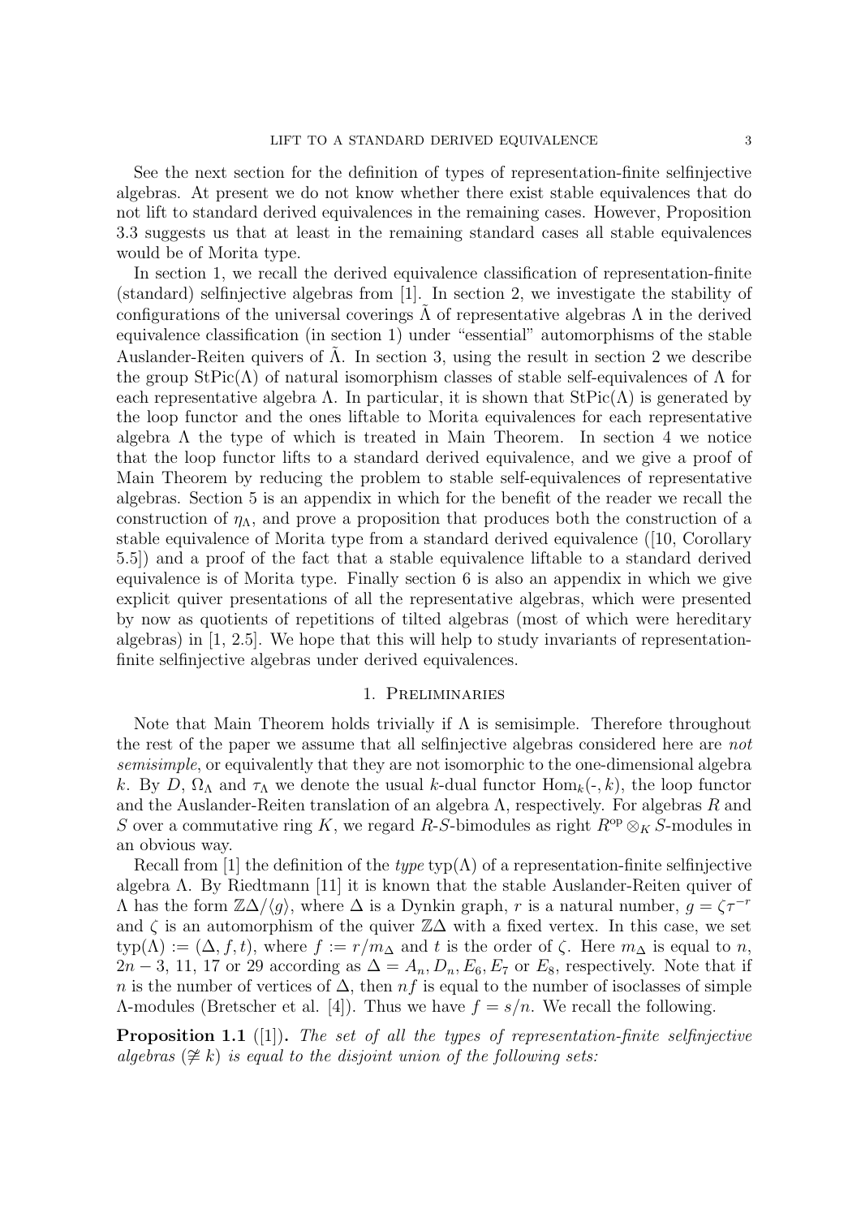See the next section for the definition of types of representation-finite selfinjective algebras. At present we do not know whether there exist stable equivalences that do not lift to standard derived equivalences in the remaining cases. However, Proposition 3.3 suggests us that at least in the remaining standard cases all stable equivalences would be of Morita type.

In section 1, we recall the derived equivalence classification of representation-finite (standard) selfinjective algebras from [1]. In section 2, we investigate the stability of configurations of the universal coverings $\tilde{\Lambda}$ of representative algebras $\Lambda$ in the derived equivalence classification (in section 1) under "essential" automorphisms of the stable Auslander-Reiten quivers of $\tilde{\Lambda}$. In section 3, using the result in section 2 we describe the group $\mathrm{StPic}(\Lambda)$ of natural isomorphism classes of stable self-equivalences of $\Lambda$ for each representative algebra $\Lambda$. In particular, it is shown that $\mathrm{StPic}(\Lambda)$ is generated by the loop functor and the ones liftable to Morita equivalences for each representative algebra $\Lambda$ the type of which is treated in Main Theorem. In section 4 we notice that the loop functor lifts to a standard derived equivalence, and we give a proof of Main Theorem by reducing the problem to stable self-equivalences of representative algebras. Section 5 is an appendix in which for the benefit of the reader we recall the construction of $\eta_\Lambda$, and prove a proposition that produces both the construction of a stable equivalence of Morita type from a standard derived equivalence ([10, Corollary 5.5]) and a proof of the fact that a stable equivalence liftable to a standard derived equivalence is of Morita type. Finally section 6 is also an appendix in which we give explicit quiver presentations of all the representative algebras, which were presented by now as quotients of repetitions of tilted algebras (most of which were hereditary algebras) in [1, 2.5]. We hope that this will help to study invariants of representation-finite selfinjective algebras under derived equivalences.

## 1. Preliminaries

Note that Main Theorem holds trivially if $\Lambda$ is semisimple. Therefore throughout the rest of the paper we assume that all selfinjective algebras considered here are *not semisimple*, or equivalently that they are not isomorphic to the one-dimensional algebra $k$. By $D$, $\Omega_\Lambda$ and $\tau_\Lambda$ we denote the usual $k$-dual functor $\mathrm{Hom}_k(\text{-}, k)$, the loop functor and the Auslander-Reiten translation of an algebra $\Lambda$, respectively. For algebras $R$ and $S$ over a commutative ring $K$, we regard $R$-$S$-bimodules as right $R^{\mathrm{op}} \otimes_K S$-modules in an obvious way.

Recall from [1] the definition of the *type* $\mathrm{typ}(\Lambda)$ of a representation-finite selfinjective algebra $\Lambda$. By Riedtmann [11] it is known that the stable Auslander-Reiten quiver of $\Lambda$ has the form $\mathbb{Z}\Delta/\langle g\rangle$, where $\Delta$ is a Dynkin graph, $r$ is a natural number, $g = \zeta\tau^{-r}$ and $\zeta$ is an automorphism of the quiver $\mathbb{Z}\Delta$ with a fixed vertex. In this case, we set $\mathrm{typ}(\Lambda) := (\Delta, f, t)$, where $f := r/m_\Delta$ and $t$ is the order of $\zeta$. Here $m_\Delta$ is equal to $n$, $2n-3$, 11, 17 or 29 according as $\Delta = A_n, D_n, E_6, E_7$ or $E_8$, respectively. Note that if $n$ is the number of vertices of $\Delta$, then $nf$ is equal to the number of isoclasses of simple $\Lambda$-modules (Bretscher et al. [4]). Thus we have $f = s/n$. We recall the following.

**Proposition 1.1** ([1]). *The set of all the types of representation-finite selfinjective algebras ($\not\cong k$) is equal to the disjoint union of the following sets:*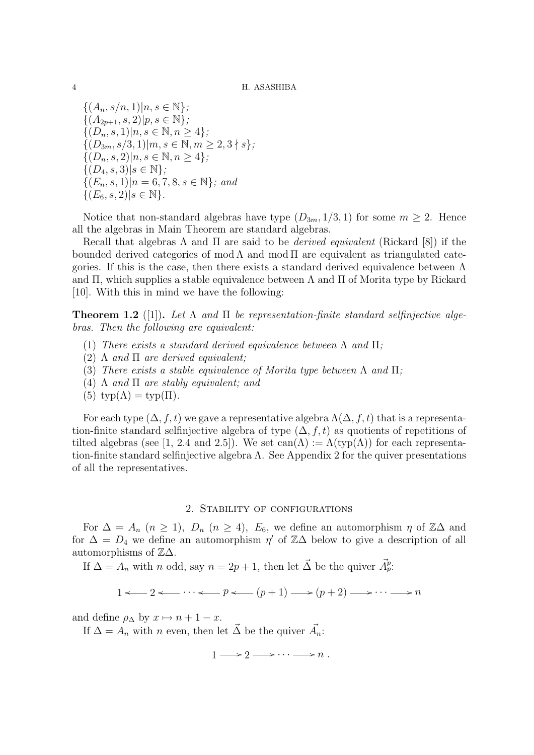$\{(A_n, s/n, 1) | n, s \in \mathbb{N}\}$;
$\{(A_{2p+1}, s, 2) | p, s \in \mathbb{N}\}$;
$\{(D_n, s, 1) | n, s \in \mathbb{N}, n \geq 4\}$;
$\{(D_{3m}, s/3, 1) | m, s \in \mathbb{N}, m \geq 2, 3 \nmid s\}$;
$\{(D_n, s, 2) | n, s \in \mathbb{N}, n \geq 4\}$;
$\{(D_4, s, 3) | s \in \mathbb{N}\}$;
$\{(E_n, s, 1) | n = 6, 7, 8, s \in \mathbb{N}\}$; and
$\{(E_6, s, 2) | s \in \mathbb{N}\}$.

Notice that non-standard algebras have type $(D_{3m}, 1/3, 1)$ for some $m \geq 2$. Hence all the algebras in Main Theorem are standard algebras.

Recall that algebras $\Lambda$ and $\Pi$ are said to be *derived equivalent* (Rickard [8]) if the bounded derived categories of $\operatorname{mod} \Lambda$ and $\operatorname{mod} \Pi$ are equivalent as triangulated categories. If this is the case, then there exists a standard derived equivalence between $\Lambda$ and $\Pi$, which supplies a stable equivalence between $\Lambda$ and $\Pi$ of Morita type by Rickard [10]. With this in mind we have the following:

**Theorem 1.2** ([1]). *Let $\Lambda$ and $\Pi$ be representation-finite standard selfinjective algebras. Then the following are equivalent:*

1. *There exists a standard derived equivalence between $\Lambda$ and $\Pi$;*
2. *$\Lambda$ and $\Pi$ are derived equivalent;*
3. *There exists a stable equivalence of Morita type between $\Lambda$ and $\Pi$;*
4. *$\Lambda$ and $\Pi$ are stably equivalent; and*
5. *$\operatorname{typ}(\Lambda) = \operatorname{typ}(\Pi)$.*

For each type $(\Delta, f, t)$ we gave a representative algebra $\Lambda(\Delta, f, t)$ that is a representation-finite standard selfinjective algebra of type $(\Delta, f, t)$ as quotients of repetitions of tilted algebras (see [1, 2.4 and 2.5]). We set $\operatorname{can}(\Lambda) := \Lambda(\operatorname{typ}(\Lambda))$ for each representation-finite standard selfinjective algebra $\Lambda$. See Appendix 2 for the quiver presentations of all the representatives.

## 2. Stability of configurations

For $\Delta = A_n$ $(n \geq 1)$, $D_n$ $(n \geq 4)$, $E_6$, we define an automorphism $\eta$ of $\mathbb{Z}\Delta$ and for $\Delta = D_4$ we define an automorphism $\eta'$ of $\mathbb{Z}\Delta$ below to give a description of all automorphisms of $\mathbb{Z}\Delta$.

If $\Delta = A_n$ with $n$ odd, say $n = 2p+1$, then let $\vec{\Delta}$ be the quiver $\vec{A}_p^p$:

$$1 \longleftarrow 2 \longleftarrow \cdots \longleftarrow p \longleftarrow (p+1) \longrightarrow (p+2) \longrightarrow \cdots \longrightarrow n$$

and define $\rho_\Delta$ by $x \mapsto n + 1 - x$.

If $\Delta = A_n$ with $n$ even, then let $\vec{\Delta}$ be the quiver $\vec{A_n}$:

$$1 \longrightarrow 2 \longrightarrow \cdots \longrightarrow n\ .$$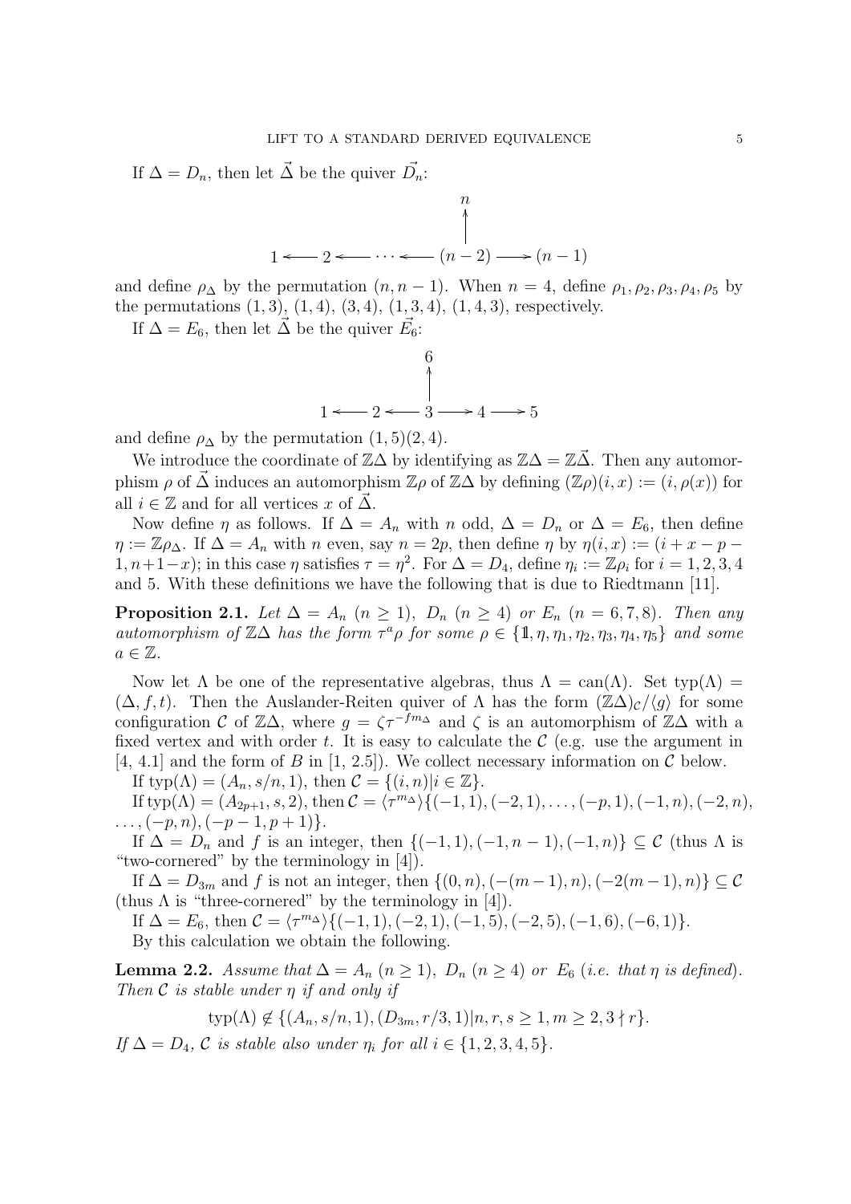If $\Delta = D_n$, then let $\vec{\Delta}$ be the quiver $\vec{D_n}$:

$$
\begin{array}{ccccccc}
 & & & & n & & \\
 & & & & \uparrow & & \\
1 & \longleftarrow & 2 & \longleftarrow \cdots \longleftarrow & (n-2) & \longrightarrow & (n-1)
\end{array}
$$

and define $\rho_\Delta$ by the permutation $(n, n-1)$. When $n = 4$, define $\rho_1, \rho_2, \rho_3, \rho_4, \rho_5$ by the permutations $(1,3)$, $(1,4)$, $(3,4)$, $(1,3,4)$, $(1,4,3)$, respectively.

If $\Delta = E_6$, then let $\vec{\Delta}$ be the quiver $\vec{E_6}$:

$$
\begin{array}{ccccccccc}
 & & & & 6 & & & & \\
 & & & & \uparrow & & & & \\
1 & \longleftarrow & 2 & \longleftarrow & 3 & \longrightarrow & 4 & \longrightarrow & 5
\end{array}
$$

and define $\rho_\Delta$ by the permutation $(1,5)(2,4)$.

We introduce the coordinate of $\mathbb{Z}\Delta$ by identifying as $\mathbb{Z}\Delta = \mathbb{Z}\vec{\Delta}$. Then any automorphism $\rho$ of $\vec{\Delta}$ induces an automorphism $\mathbb{Z}\rho$ of $\mathbb{Z}\Delta$ by defining $(\mathbb{Z}\rho)(i,x) := (i, \rho(x))$ for all $i \in \mathbb{Z}$ and for all vertices $x$ of $\vec{\Delta}$.

Now define $\eta$ as follows. If $\Delta = A_n$ with $n$ odd, $\Delta = D_n$ or $\Delta = E_6$, then define $\eta := \mathbb{Z}\rho_\Delta$. If $\Delta = A_n$ with $n$ even, say $n = 2p$, then define $\eta$ by $\eta(i,x) := (i + x - p - 1, n+1-x)$; in this case $\eta$ satisfies $\tau = \eta^2$. For $\Delta = D_4$, define $\eta_i := \mathbb{Z}\rho_i$ for $i = 1,2,3,4$ and 5. With these definitions we have the following that is due to Riedtmann [11].

**Proposition 2.1.** *Let $\Delta = A_n$ $(n \geq 1)$, $D_n$ $(n \geq 4)$ or $E_n$ $(n = 6,7,8)$. Then any automorphism of $\mathbb{Z}\Delta$ has the form $\tau^a\rho$ for some $\rho \in \{\mathbb{1}, \eta, \eta_1, \eta_2, \eta_3, \eta_4, \eta_5\}$ and some $a \in \mathbb{Z}$.*

Now let $\Lambda$ be one of the representative algebras, thus $\Lambda = \operatorname{can}(\Lambda)$. Set $\operatorname{typ}(\Lambda) = (\Delta, f, t)$. Then the Auslander-Reiten quiver of $\Lambda$ has the form $(\mathbb{Z}\Delta)_\mathcal{C}/\langle g \rangle$ for some configuration $\mathcal{C}$ of $\mathbb{Z}\Delta$, where $g = \zeta\tau^{-fm_\Delta}$ and $\zeta$ is an automorphism of $\mathbb{Z}\Delta$ with a fixed vertex and with order $t$. It is easy to calculate the $\mathcal{C}$ (e.g. use the argument in [4, 4.1] and the form of $B$ in [1, 2.5]). We collect necessary information on $\mathcal{C}$ below.

If $\operatorname{typ}(\Lambda) = (A_n, s/n, 1)$, then $\mathcal{C} = \{(i,n) | i \in \mathbb{Z}\}$.

If $\operatorname{typ}(\Lambda) = (A_{2p+1}, s, 2)$, then $\mathcal{C} = \langle \tau^{m_\Delta} \rangle \{(-1,1), (-2,1), \ldots, (-p,1), (-1,n), (-2,n), \ldots, (-p,n), (-p-1, p+1)\}$.

If $\Delta = D_n$ and $f$ is an integer, then $\{(-1,1), (-1,n-1), (-1,n)\} \subseteq \mathcal{C}$ (thus $\Lambda$ is "two-cornered" by the terminology in [4]).

If $\Delta = D_{3m}$ and $f$ is not an integer, then $\{(0,n), (-(m-1), n), (-2(m-1), n)\} \subseteq \mathcal{C}$ (thus $\Lambda$ is "three-cornered" by the terminology in [4]).

If $\Delta = E_6$, then $\mathcal{C} = \langle \tau^{m_\Delta} \rangle \{(-1,1), (-2,1), (-1,5), (-2,5), (-1,6), (-6,1)\}$.

By this calculation we obtain the following.

**Lemma 2.2.** *Assume that $\Delta = A_n$ $(n \geq 1)$, $D_n$ $(n \geq 4)$ or $E_6$ (i.e. that $\eta$ is defined). Then $\mathcal{C}$ is stable under $\eta$ if and only if*

$$\operatorname{typ}(\Lambda) \notin \{(A_n, s/n, 1), (D_{3m}, r/3, 1) | n, r, s \geq 1, m \geq 2, 3 \nmid r\}.$$

*If $\Delta = D_4$, $\mathcal{C}$ is stable also under $\eta_i$ for all $i \in \{1,2,3,4,5\}$.*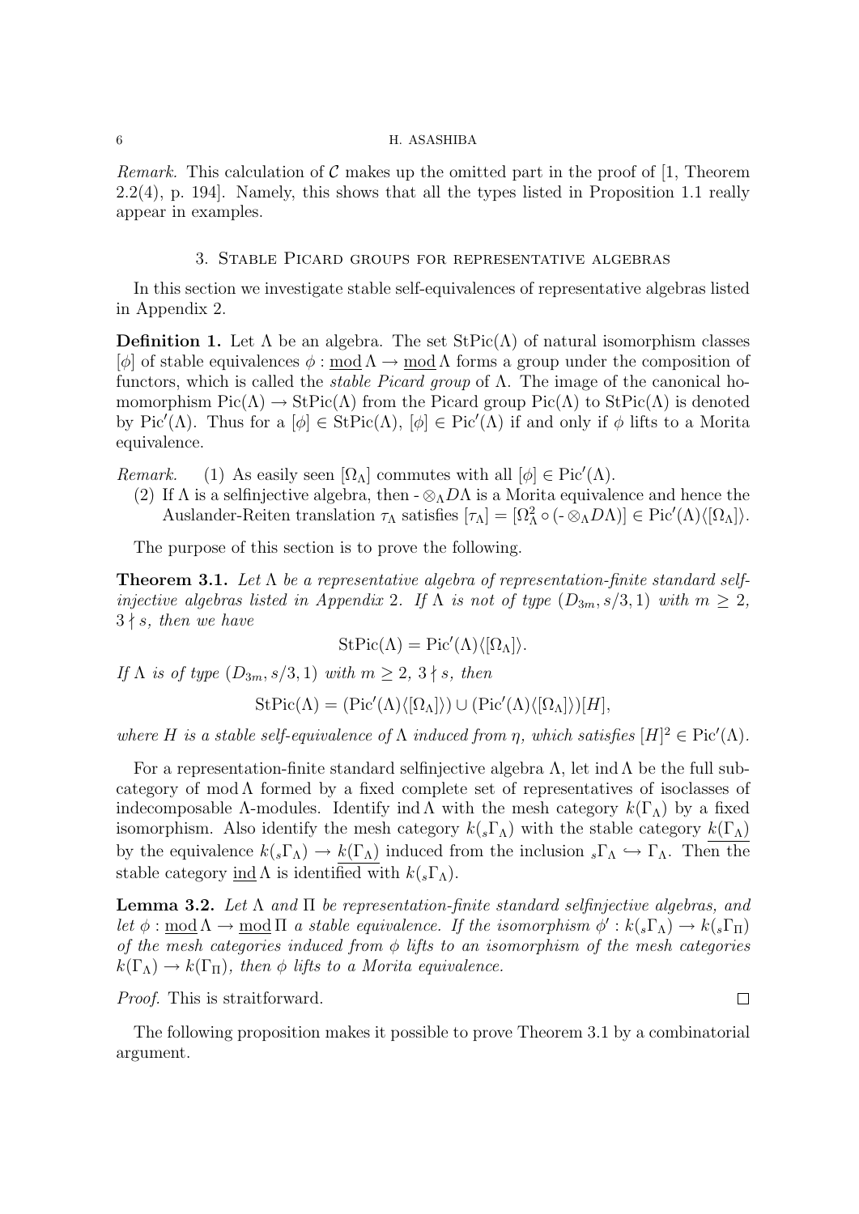*Remark.* This calculation of $\mathcal{C}$ makes up the omitted part in the proof of [1, Theorem 2.2(4), p. 194]. Namely, this shows that all the types listed in Proposition 1.1 really appear in examples.

## 3. Stable Picard groups for representative algebras

In this section we investigate stable self-equivalences of representative algebras listed in Appendix 2.

**Definition 1.** Let $\Lambda$ be an algebra. The set $\mathrm{StPic}(\Lambda)$ of natural isomorphism classes $[\phi]$ of stable equivalences $\phi : \underline{\mathrm{mod}}\,\Lambda \to \underline{\mathrm{mod}}\,\Lambda$ forms a group under the composition of functors, which is called the *stable Picard group* of $\Lambda$. The image of the canonical homomorphism $\mathrm{Pic}(\Lambda) \to \mathrm{StPic}(\Lambda)$ from the Picard group $\mathrm{Pic}(\Lambda)$ to $\mathrm{StPic}(\Lambda)$ is denoted by $\mathrm{Pic}'(\Lambda)$. Thus for a $[\phi] \in \mathrm{StPic}(\Lambda)$, $[\phi] \in \mathrm{Pic}'(\Lambda)$ if and only if $\phi$ lifts to a Morita equivalence.

*Remark.* (1) As easily seen $[\Omega_\Lambda]$ commutes with all $[\phi] \in \mathrm{Pic}'(\Lambda)$.

(2) If $\Lambda$ is a selfinjective algebra, then $\text{-} \otimes_\Lambda D\Lambda$ is a Morita equivalence and hence the Auslander-Reiten translation $\tau_\Lambda$ satisfies $[\tau_\Lambda] = [\Omega_\Lambda^2 \circ (\text{-} \otimes_\Lambda D\Lambda)] \in \mathrm{Pic}'(\Lambda)\langle[\Omega_\Lambda]\rangle$.

The purpose of this section is to prove the following.

**Theorem 3.1.** *Let $\Lambda$ be a representative algebra of representation-finite standard selfinjective algebras listed in Appendix 2. If $\Lambda$ is not of type $(D_{3m}, s/3, 1)$ with $m \geq 2$, $3 \nmid s$, then we have*

$$\mathrm{StPic}(\Lambda) = \mathrm{Pic}'(\Lambda)\langle[\Omega_\Lambda]\rangle.$$

*If $\Lambda$ is of type $(D_{3m}, s/3, 1)$ with $m \geq 2$, $3 \nmid s$, then*

$$\mathrm{StPic}(\Lambda) = (\mathrm{Pic}'(\Lambda)\langle[\Omega_\Lambda]\rangle) \cup (\mathrm{Pic}'(\Lambda)\langle[\Omega_\Lambda]\rangle)[H],$$

*where $H$ is a stable self-equivalence of $\Lambda$ induced from $\eta$, which satisfies $[H]^2 \in \mathrm{Pic}'(\Lambda)$.*

For a representation-finite standard selfinjective algebra $\Lambda$, let $\mathrm{ind}\,\Lambda$ be the full subcategory of $\mathrm{mod}\,\Lambda$ formed by a fixed complete set of representatives of isoclasses of indecomposable $\Lambda$-modules. Identify $\mathrm{ind}\,\Lambda$ with the mesh category $k(\Gamma_\Lambda)$ by a fixed isomorphism. Also identify the mesh category $k({}_s\Gamma_\Lambda)$ with the stable category $\underline{k(\Gamma_\Lambda)}$ by the equivalence $k({}_s\Gamma_\Lambda) \to \underline{k(\Gamma_\Lambda)}$ induced from the inclusion ${}_s\Gamma_\Lambda \hookrightarrow \Gamma_\Lambda$. Then the stable category $\underline{\mathrm{ind}}\,\Lambda$ is identified with $k({}_s\Gamma_\Lambda)$.

**Lemma 3.2.** *Let $\Lambda$ and $\Pi$ be representation-finite standard selfinjective algebras, and let $\phi : \underline{\mathrm{mod}}\,\Lambda \to \underline{\mathrm{mod}}\,\Pi$ a stable equivalence. If the isomorphism $\phi' : k({}_s\Gamma_\Lambda) \to k({}_s\Gamma_\Pi)$ of the mesh categories induced from $\phi$ lifts to an isomorphism of the mesh categories $k(\Gamma_\Lambda) \to k(\Gamma_\Pi)$, then $\phi$ lifts to a Morita equivalence.*

*Proof.* This is straitforward. $\square$

The following proposition makes it possible to prove Theorem 3.1 by a combinatorial argument.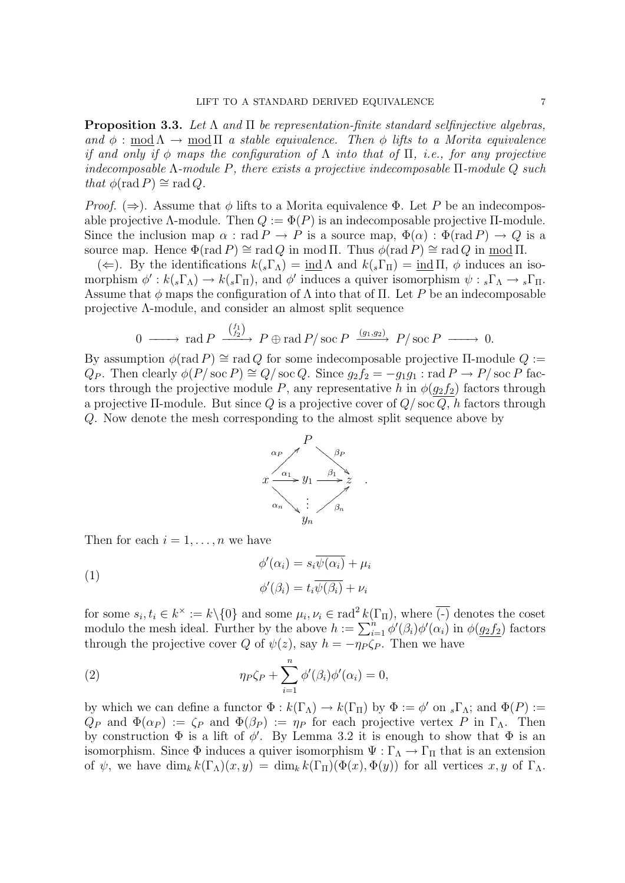**Proposition 3.3.** *Let $\Lambda$ and $\Pi$ be representation-finite standard selfinjective algebras, and $\phi : \underline{\mathrm{mod}}\,\Lambda \to \underline{\mathrm{mod}}\,\Pi$ a stable equivalence. Then $\phi$ lifts to a Morita equivalence if and only if $\phi$ maps the configuration of $\Lambda$ into that of $\Pi$, i.e., for any projective indecomposable $\Lambda$-module $P$, there exists a projective indecomposable $\Pi$-module $Q$ such that $\phi(\mathrm{rad}\, P) \cong \mathrm{rad}\, Q$.*

*Proof.* ($\Rightarrow$). Assume that $\phi$ lifts to a Morita equivalence $\Phi$. Let $P$ be an indecomposable projective $\Lambda$-module. Then $Q := \Phi(P)$ is an indecomposable projective $\Pi$-module. Since the inclusion map $\alpha : \mathrm{rad}\, P \to P$ is a source map, $\Phi(\alpha) : \Phi(\mathrm{rad}\, P) \to Q$ is a source map. Hence $\Phi(\mathrm{rad}\, P) \cong \mathrm{rad}\, Q$ in $\mathrm{mod}\,\Pi$. Thus $\phi(\mathrm{rad}\, P) \cong \mathrm{rad}\, Q$ in $\underline{\mathrm{mod}}\,\Pi$.

($\Leftarrow$). By the identifications $k({}_s\Gamma_\Lambda) = \underline{\mathrm{ind}}\,\Lambda$ and $k({}_s\Gamma_\Pi) = \underline{\mathrm{ind}}\,\Pi$, $\phi$ induces an isomorphism $\phi' : k({}_s\Gamma_\Lambda) \to k({}_s\Gamma_\Pi)$, and $\phi'$ induces a quiver isomorphism $\psi : {}_s\Gamma_\Lambda \to {}_s\Gamma_\Pi$. Assume that $\phi$ maps the configuration of $\Lambda$ into that of $\Pi$. Let $P$ be an indecomposable projective $\Lambda$-module, and consider an almost split sequence

$$0 \longrightarrow \mathrm{rad}\, P \xrightarrow{\binom{f_1}{f_2}} P \oplus \mathrm{rad}\, P/\operatorname{soc} P \xrightarrow{(g_1, g_2)} P/\operatorname{soc} P \longrightarrow 0.$$

By assumption $\phi(\mathrm{rad}\, P) \cong \mathrm{rad}\, Q$ for some indecomposable projective $\Pi$-module $Q := Q_P$. Then clearly $\phi(P/\operatorname{soc} P) \cong Q/\operatorname{soc} Q$. Since $g_2 f_2 = -g_1 g_1 : \mathrm{rad}\, P \to P/\operatorname{soc} P$ factors through the projective module $P$, any representative $h$ in $\phi(\underline{g_2 f_2})$ factors through a projective $\Pi$-module. But since $Q$ is a projective cover of $Q/\operatorname{soc} Q$, $h$ factors through $Q$. Now denote the mesh corresponding to the almost split sequence above by

$$\begin{array}{ccccc} & & P & & \\ & \overset{\alpha_P}{\nearrow} & & \overset{\beta_P}{\searrow} & \\ x & \xrightarrow{\alpha_1} & y_1 & \xrightarrow{\beta_1} & z \\ & \underset{\alpha_n}{\searrow} & \vdots & \underset{\beta_n}{\nearrow} & \\ & & y_n & & \end{array} .$$

Then for each $i = 1, \ldots, n$ we have

$$\begin{aligned} \phi'(\alpha_i) &= s_i \overline{\psi(\alpha_i)} + \mu_i \\ \phi'(\beta_i) &= t_i \overline{\psi(\beta_i)} + \nu_i \end{aligned} \tag{1}$$

for some $s_i, t_i \in k^\times := k\backslash\{0\}$ and some $\mu_i, \nu_i \in \mathrm{rad}^2 k(\Gamma_\Pi)$, where $\overline{(\text{-})}$ denotes the coset modulo the mesh ideal. Further by the above $h := \sum_{i=1}^n \phi'(\beta_i)\phi'(\alpha_i)$ in $\phi(\underline{g_2 f_2})$ factors through the projective cover $Q$ of $\psi(z)$, say $h = -\eta_P \zeta_P$. Then we have

$$\eta_P \zeta_P + \sum_{i=1}^n \phi'(\beta_i)\phi'(\alpha_i) = 0, \tag{2}$$

by which we can define a functor $\Phi : k(\Gamma_\Lambda) \to k(\Gamma_\Pi)$ by $\Phi := \phi'$ on ${}_s\Gamma_\Lambda$; and $\Phi(P) := Q_P$ and $\Phi(\alpha_P) := \zeta_P$ and $\Phi(\beta_P) := \eta_P$ for each projective vertex $P$ in $\Gamma_\Lambda$. Then by construction $\Phi$ is a lift of $\phi'$. By Lemma 3.2 it is enough to show that $\Phi$ is an isomorphism. Since $\Phi$ induces a quiver isomorphism $\Psi : \Gamma_\Lambda \to \Gamma_\Pi$ that is an extension of $\psi$, we have $\dim_k k(\Gamma_\Lambda)(x, y) = \dim_k k(\Gamma_\Pi)(\Phi(x), \Phi(y))$ for all vertices $x, y$ of $\Gamma_\Lambda$.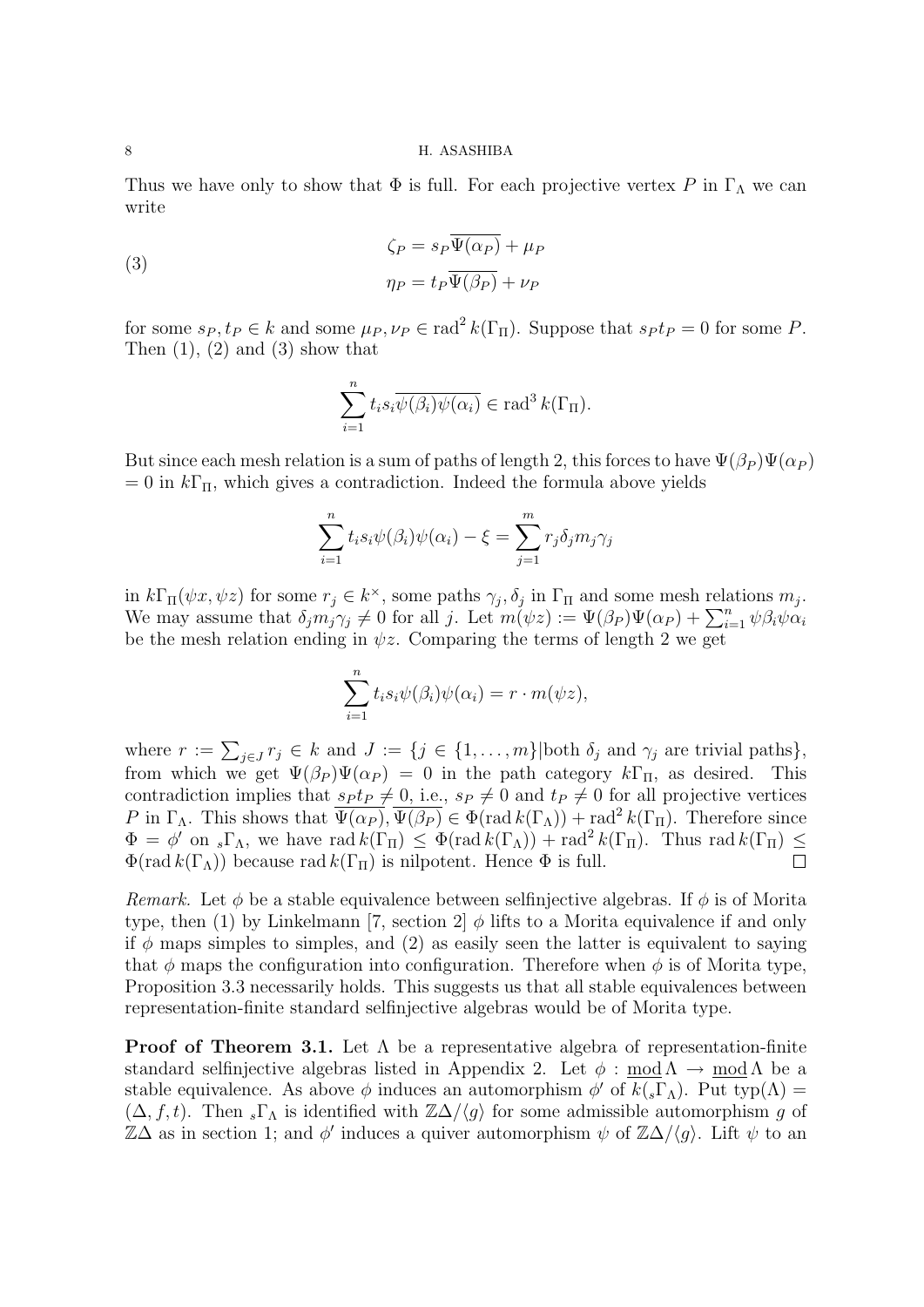Thus we have only to show that $\Phi$ is full. For each projective vertex $P$ in $\Gamma_\Lambda$ we can write

$$
\begin{aligned}
\zeta_P &= s_P\overline{\Psi(\alpha_P)} + \mu_P \\
\eta_P &= t_P\overline{\Psi(\beta_P)} + \nu_P
\end{aligned}
\tag{3}
$$

for some $s_P, t_P \in k$ and some $\mu_P, \nu_P \in \operatorname{rad}^2 k(\Gamma_\Pi)$. Suppose that $s_P t_P = 0$ for some $P$. Then (1), (2) and (3) show that

$$\sum_{i=1}^{n} t_i s_i \overline{\psi(\beta_i)\psi(\alpha_i)} \in \operatorname{rad}^3 k(\Gamma_\Pi).$$

But since each mesh relation is a sum of paths of length 2, this forces to have $\Psi(\beta_P)\Psi(\alpha_P) = 0$ in $k\Gamma_\Pi$, which gives a contradiction. Indeed the formula above yields

$$\sum_{i=1}^{n} t_i s_i \psi(\beta_i)\psi(\alpha_i) - \xi = \sum_{j=1}^{m} r_j \delta_j m_j \gamma_j$$

in $k\Gamma_\Pi(\psi x, \psi z)$ for some $r_j \in k^\times$, some paths $\gamma_j, \delta_j$ in $\Gamma_\Pi$ and some mesh relations $m_j$. We may assume that $\delta_j m_j \gamma_j \neq 0$ for all $j$. Let $m(\psi z) := \Psi(\beta_P)\Psi(\alpha_P) + \sum_{i=1}^{n} \psi\beta_i\psi\alpha_i$ be the mesh relation ending in $\psi z$. Comparing the terms of length 2 we get

$$\sum_{i=1}^{n} t_i s_i \psi(\beta_i)\psi(\alpha_i) = r \cdot m(\psi z),$$

where $r := \sum_{j\in J} r_j \in k$ and $J := \{j \in \{1, \dots, m\} | \text{both } \delta_j \text{ and } \gamma_j \text{ are trivial paths}\}$, from which we get $\Psi(\beta_P)\Psi(\alpha_P) = 0$ in the path category $k\Gamma_\Pi$, as desired. This contradiction implies that $s_P t_P \neq 0$, i.e., $s_P \neq 0$ and $t_P \neq 0$ for all projective vertices $P$ in $\Gamma_\Lambda$. This shows that $\overline{\Psi(\alpha_P)}, \overline{\Psi(\beta_P)} \in \Phi(\operatorname{rad} k(\Gamma_\Lambda)) + \operatorname{rad}^2 k(\Gamma_\Pi)$. Therefore since $\Phi = \phi'$ on ${}_s\Gamma_\Lambda$, we have $\operatorname{rad} k(\Gamma_\Pi) \le \Phi(\operatorname{rad} k(\Gamma_\Lambda)) + \operatorname{rad}^2 k(\Gamma_\Pi)$. Thus $\operatorname{rad} k(\Gamma_\Pi) \le \Phi(\operatorname{rad} k(\Gamma_\Lambda))$ because $\operatorname{rad} k(\Gamma_\Pi)$ is nilpotent. Hence $\Phi$ is full. $\square$

*Remark.* Let $\phi$ be a stable equivalence between selfinjective algebras. If $\phi$ is of Morita type, then (1) by Linkelmann [7, section 2] $\phi$ lifts to a Morita equivalence if and only if $\phi$ maps simples to simples, and (2) as easily seen the latter is equivalent to saying that $\phi$ maps the configuration into configuration. Therefore when $\phi$ is of Morita type, Proposition 3.3 necessarily holds. This suggests us that all stable equivalences between representation-finite standard selfinjective algebras would be of Morita type.

**Proof of Theorem 3.1.** Let $\Lambda$ be a representative algebra of representation-finite standard selfinjective algebras listed in Appendix 2. Let $\phi : \underline{\operatorname{mod}}\,\Lambda \to \underline{\operatorname{mod}}\,\Lambda$ be a stable equivalence. As above $\phi$ induces an automorphism $\phi'$ of $k({}_s\Gamma_\Lambda)$. Put $\operatorname{typ}(\Lambda) = (\Delta, f, t)$. Then ${}_s\Gamma_\Lambda$ is identified with $\mathbb{Z}\Delta/\langle g\rangle$ for some admissible automorphism $g$ of $\mathbb{Z}\Delta$ as in section 1; and $\phi'$ induces a quiver automorphism $\psi$ of $\mathbb{Z}\Delta/\langle g\rangle$. Lift $\psi$ to an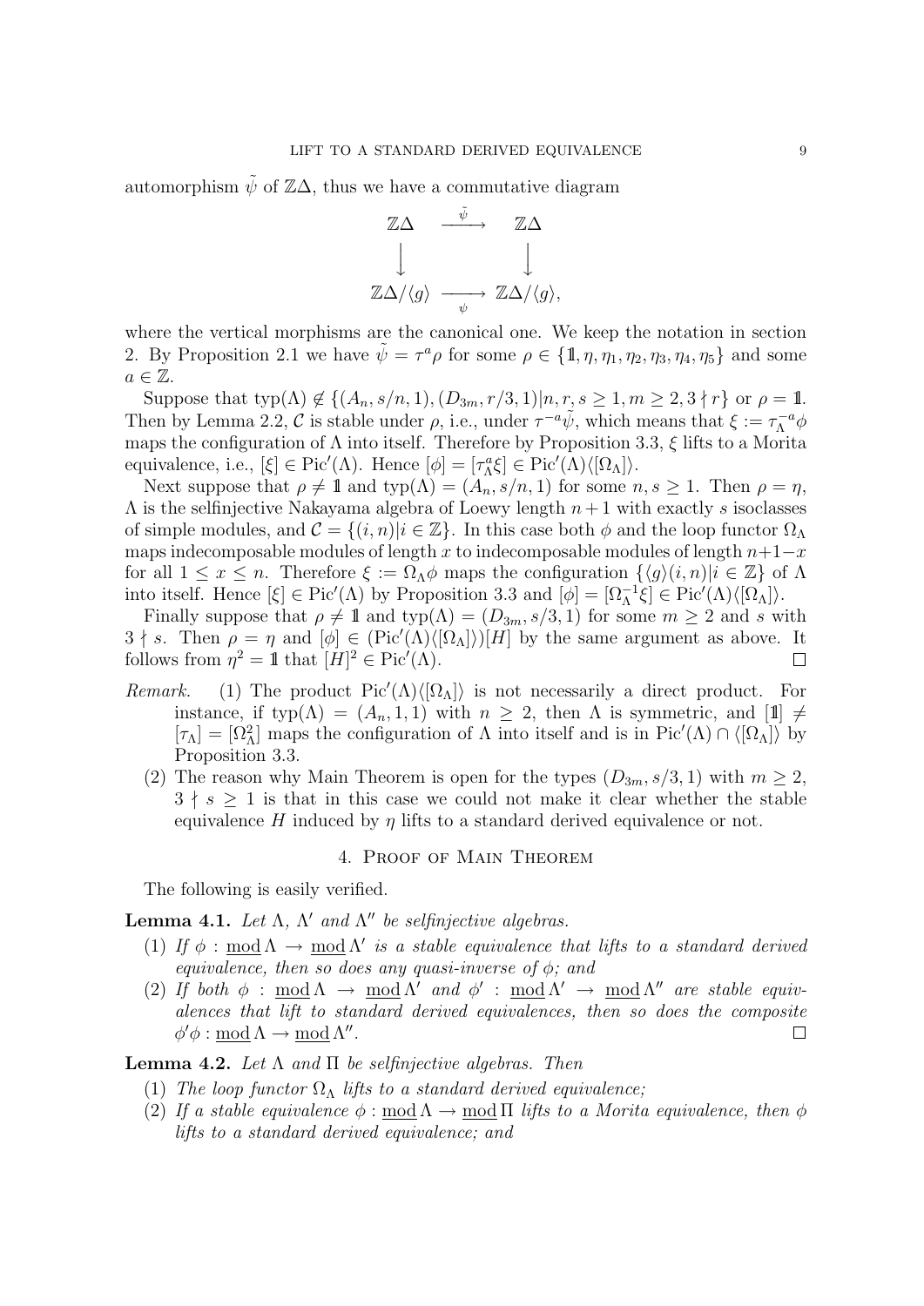automorphism $\tilde{\psi}$ of $\mathbb{Z}\Delta$, thus we have a commutative diagram

$$\begin{array}{ccc} \mathbb{Z}\Delta & \xrightarrow{\tilde{\psi}} & \mathbb{Z}\Delta \\ \downarrow & & \downarrow \\ \mathbb{Z}\Delta/\langle g\rangle & \xrightarrow[\psi]{} & \mathbb{Z}\Delta/\langle g\rangle, \end{array}$$

where the vertical morphisms are the canonical one. We keep the notation in section 2. By Proposition 2.1 we have $\tilde{\psi} = \tau^a \rho$ for some $\rho \in \{\mathbb{1}, \eta, \eta_1, \eta_2, \eta_3, \eta_4, \eta_5\}$ and some $a \in \mathbb{Z}$.

Suppose that $\text{typ}(\Lambda) \notin \{(A_n, s/n, 1), (D_{3m}, r/3, 1) | n, r, s \geq 1, m \geq 2, 3 \nmid r\}$ or $\rho = \mathbb{1}$. Then by Lemma 2.2, $\mathcal{C}$ is stable under $\rho$, i.e., under $\tau^{-a}\tilde{\psi}$, which means that $\xi := \tau_\Lambda^{-a}\phi$ maps the configuration of $\Lambda$ into itself. Therefore by Proposition 3.3, $\xi$ lifts to a Morita equivalence, i.e., $[\xi] \in \text{Pic}'(\Lambda)$. Hence $[\phi] = [\tau_\Lambda^a \xi] \in \text{Pic}'(\Lambda)\langle[\Omega_\Lambda]\rangle$.

Next suppose that $\rho \neq \mathbb{1}$ and $\text{typ}(\Lambda) = (A_n, s/n, 1)$ for some $n, s \geq 1$. Then $\rho = \eta$, $\Lambda$ is the selfinjective Nakayama algebra of Loewy length $n+1$ with exactly $s$ isoclasses of simple modules, and $\mathcal{C} = \{(i, n) | i \in \mathbb{Z}\}$. In this case both $\phi$ and the loop functor $\Omega_\Lambda$ maps indecomposable modules of length $x$ to indecomposable modules of length $n+1-x$ for all $1 \leq x \leq n$. Therefore $\xi := \Omega_\Lambda \phi$ maps the configuration $\{\langle g\rangle(i, n) | i \in \mathbb{Z}\}$ of $\Lambda$ into itself. Hence $[\xi] \in \text{Pic}'(\Lambda)$ by Proposition 3.3 and $[\phi] = [\Omega_\Lambda^{-1}\xi] \in \text{Pic}'(\Lambda)\langle[\Omega_\Lambda]\rangle$.

Finally suppose that $\rho \neq \mathbb{1}$ and $\text{typ}(\Lambda) = (D_{3m}, s/3, 1)$ for some $m \geq 2$ and $s$ with $3 \nmid s$. Then $\rho = \eta$ and $[\phi] \in (\text{Pic}'(\Lambda)\langle[\Omega_\Lambda]\rangle)[H]$ by the same argument as above. It follows from $\eta^2 = \mathbb{1}$ that $[H]^2 \in \text{Pic}'(\Lambda)$. $\square$

*Remark.*

1. The product $\text{Pic}'(\Lambda)\langle[\Omega_\Lambda]\rangle$ is not necessarily a direct product. For instance, if $\text{typ}(\Lambda) = (A_n, 1, 1)$ with $n \geq 2$, then $\Lambda$ is symmetric, and $[\mathbb{1}] \neq [\tau_\Lambda] = [\Omega_\Lambda^2]$ maps the configuration of $\Lambda$ into itself and is in $\text{Pic}'(\Lambda) \cap \langle[\Omega_\Lambda]\rangle$ by Proposition 3.3.
2. The reason why Main Theorem is open for the types $(D_{3m}, s/3, 1)$ with $m \geq 2$, $3 \nmid s \geq 1$ is that in this case we could not make it clear whether the stable equivalence $H$ induced by $\eta$ lifts to a standard derived equivalence or not.

## 4. Proof of Main Theorem

The following is easily verified.

**Lemma 4.1.** *Let $\Lambda$, $\Lambda'$ and $\Lambda''$ be selfinjective algebras.*

1. *If $\phi : \underline{\text{mod}}\,\Lambda \to \underline{\text{mod}}\,\Lambda'$ is a stable equivalence that lifts to a standard derived equivalence, then so does any quasi-inverse of $\phi$; and*
2. *If both $\phi : \underline{\text{mod}}\,\Lambda \to \underline{\text{mod}}\,\Lambda'$ and $\phi' : \underline{\text{mod}}\,\Lambda' \to \underline{\text{mod}}\,\Lambda''$ are stable equivalences that lift to standard derived equivalences, then so does the composite $\phi'\phi : \underline{\text{mod}}\,\Lambda \to \underline{\text{mod}}\,\Lambda''$.* $\square$

**Lemma 4.2.** *Let $\Lambda$ and $\Pi$ be selfinjective algebras. Then*

1. *The loop functor $\Omega_\Lambda$ lifts to a standard derived equivalence;*
2. *If a stable equivalence $\phi : \underline{\text{mod}}\,\Lambda \to \underline{\text{mod}}\,\Pi$ lifts to a Morita equivalence, then $\phi$ lifts to a standard derived equivalence; and*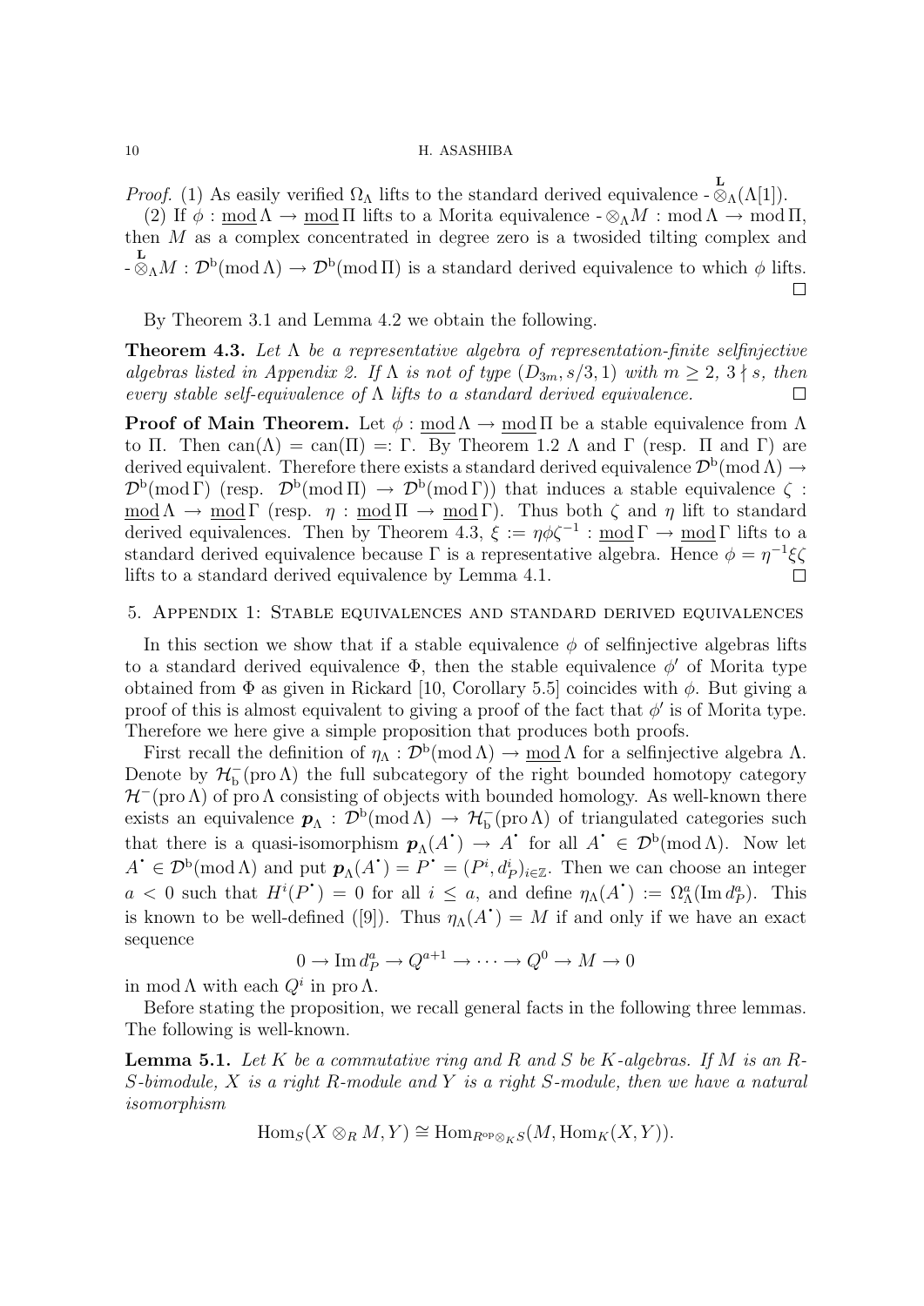*Proof.* (1) As easily verified $\Omega_\Lambda$ lifts to the standard derived equivalence $\text{-} \overset{\mathbf{L}}{\otimes}_\Lambda (\Lambda[1])$.

(2) If $\phi : \underline{\mathrm{mod}}\,\Lambda \to \underline{\mathrm{mod}}\,\Pi$ lifts to a Morita equivalence $\text{-} \otimes_\Lambda M : \mathrm{mod}\,\Lambda \to \mathrm{mod}\,\Pi$, then $M$ as a complex concentrated in degree zero is a twosided tilting complex and $\text{-} \overset{\mathbf{L}}{\otimes}_\Lambda M : \mathcal{D}^{\mathrm{b}}(\mathrm{mod}\,\Lambda) \to \mathcal{D}^{\mathrm{b}}(\mathrm{mod}\,\Pi)$ is a standard derived equivalence to which $\phi$ lifts. $\square$

By Theorem 3.1 and Lemma 4.2 we obtain the following.

**Theorem 4.3.** *Let $\Lambda$ be a representative algebra of representation-finite selfinjective algebras listed in Appendix 2. If $\Lambda$ is not of type $(D_{3m}, s/3, 1)$ with $m \geq 2$, $3 \nmid s$, then every stable self-equivalence of $\Lambda$ lifts to a standard derived equivalence.* $\square$

**Proof of Main Theorem.** Let $\phi : \underline{\mathrm{mod}}\,\Lambda \to \underline{\mathrm{mod}}\,\Pi$ be a stable equivalence from $\Lambda$ to $\Pi$. Then $\mathrm{can}(\Lambda) = \mathrm{can}(\Pi) =: \Gamma$. By Theorem 1.2 $\Lambda$ and $\Gamma$ (resp. $\Pi$ and $\Gamma$) are derived equivalent. Therefore there exists a standard derived equivalence $\mathcal{D}^{\mathrm{b}}(\mathrm{mod}\,\Lambda) \to \mathcal{D}^{\mathrm{b}}(\mathrm{mod}\,\Gamma)$ (resp. $\mathcal{D}^{\mathrm{b}}(\mathrm{mod}\,\Pi) \to \mathcal{D}^{\mathrm{b}}(\mathrm{mod}\,\Gamma)$) that induces a stable equivalence $\zeta : \underline{\mathrm{mod}}\,\Lambda \to \underline{\mathrm{mod}}\,\Gamma$ (resp. $\eta : \underline{\mathrm{mod}}\,\Pi \to \underline{\mathrm{mod}}\,\Gamma$). Thus both $\zeta$ and $\eta$ lift to standard derived equivalences. Then by Theorem 4.3, $\xi := \eta\phi\zeta^{-1} : \underline{\mathrm{mod}}\,\Gamma \to \underline{\mathrm{mod}}\,\Gamma$ lifts to a standard derived equivalence because $\Gamma$ is a representative algebra. Hence $\phi = \eta^{-1}\xi\zeta$ lifts to a standard derived equivalence by Lemma 4.1. $\square$

## 5. Appendix 1: Stable equivalences and standard derived equivalences

In this section we show that if a stable equivalence $\phi$ of selfinjective algebras lifts to a standard derived equivalence $\Phi$, then the stable equivalence $\phi'$ of Morita type obtained from $\Phi$ as given in Rickard [10, Corollary 5.5] coincides with $\phi$. But giving a proof of this is almost equivalent to giving a proof of the fact that $\phi'$ is of Morita type. Therefore we here give a simple proposition that produces both proofs.

First recall the definition of $\eta_\Lambda : \mathcal{D}^{\mathrm{b}}(\mathrm{mod}\,\Lambda) \to \underline{\mathrm{mod}}\,\Lambda$ for a selfinjective algebra $\Lambda$. Denote by $\mathcal{H}^-_{\mathrm{b}}(\mathrm{pro}\,\Lambda)$ the full subcategory of the right bounded homotopy category $\mathcal{H}^-(\mathrm{pro}\,\Lambda)$ of $\mathrm{pro}\,\Lambda$ consisting of objects with bounded homology. As well-known there exists an equivalence $\boldsymbol{p}_\Lambda : \mathcal{D}^{\mathrm{b}}(\mathrm{mod}\,\Lambda) \to \mathcal{H}^-_{\mathrm{b}}(\mathrm{pro}\,\Lambda)$ of triangulated categories such that there is a quasi-isomorphism $\boldsymbol{p}_\Lambda(A^\bullet) \to A^\bullet$ for all $A^\bullet \in \mathcal{D}^{\mathrm{b}}(\mathrm{mod}\,\Lambda)$. Now let $A^\bullet \in \mathcal{D}^{\mathrm{b}}(\mathrm{mod}\,\Lambda)$ and put $\boldsymbol{p}_\Lambda(A^\bullet) = P^\bullet = (P^i, d^i_P)_{i\in\mathbb{Z}}$. Then we can choose an integer $a < 0$ such that $H^i(P^\bullet) = 0$ for all $i \leq a$, and define $\eta_\Lambda(A^\bullet) := \Omega^a_\Lambda(\mathrm{Im}\,d^a_P)$. This is known to be well-defined ([9]). Thus $\eta_\Lambda(A^\bullet) = M$ if and only if we have an exact sequence

$$0 \to \mathrm{Im}\,d^a_P \to Q^{a+1} \to \cdots \to Q^0 \to M \to 0$$

in $\mathrm{mod}\,\Lambda$ with each $Q^i$ in $\mathrm{pro}\,\Lambda$.

Before stating the proposition, we recall general facts in the following three lemmas. The following is well-known.

**Lemma 5.1.** *Let $K$ be a commutative ring and $R$ and $S$ be $K$-algebras. If $M$ is an $R$-$S$-bimodule, $X$ is a right $R$-module and $Y$ is a right $S$-module, then we have a natural isomorphism*

$$\mathrm{Hom}_S(X \otimes_R M, Y) \cong \mathrm{Hom}_{R^{\mathrm{op}} \otimes_K S}(M, \mathrm{Hom}_K(X, Y)).$$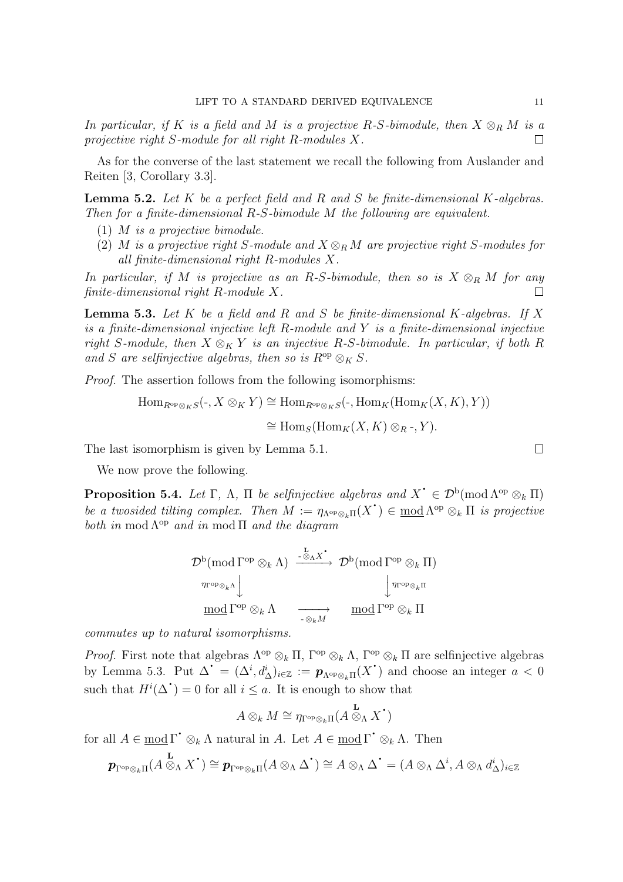*In particular, if $K$ is a field and $M$ is a projective $R$-$S$-bimodule, then $X \otimes_R M$ is a projective right $S$-module for all right $R$-modules $X$.* $\square$

As for the converse of the last statement we recall the following from Auslander and Reiten [3, Corollary 3.3].

**Lemma 5.2.** *Let $K$ be a perfect field and $R$ and $S$ be finite-dimensional $K$-algebras. Then for a finite-dimensional $R$-$S$-bimodule $M$ the following are equivalent.*

1. *$M$ is a projective bimodule.*
2. *$M$ is a projective right $S$-module and $X \otimes_R M$ are projective right $S$-modules for all finite-dimensional right $R$-modules $X$.*

*In particular, if $M$ is projective as an $R$-$S$-bimodule, then so is $X \otimes_R M$ for any finite-dimensional right $R$-module $X$.* $\square$

**Lemma 5.3.** *Let $K$ be a field and $R$ and $S$ be finite-dimensional $K$-algebras. If $X$ is a finite-dimensional injective left $R$-module and $Y$ is a finite-dimensional injective right $S$-module, then $X \otimes_K Y$ is an injective $R$-$S$-bimodule. In particular, if both $R$ and $S$ are selfinjective algebras, then so is $R^{\mathrm{op}} \otimes_K S$.*

*Proof.* The assertion follows from the following isomorphisms:

$$\begin{aligned}
\operatorname{Hom}_{R^{\mathrm{op}} \otimes_K S}(\text{-}, X \otimes_K Y) &\cong \operatorname{Hom}_{R^{\mathrm{op}} \otimes_K S}(\text{-}, \operatorname{Hom}_K(\operatorname{Hom}_K(X, K), Y)) \\
&\cong \operatorname{Hom}_S(\operatorname{Hom}_K(X, K) \otimes_R \text{-}, Y).
\end{aligned}$$

The last isomorphism is given by Lemma 5.1. $\square$

We now prove the following.

**Proposition 5.4.** *Let $\Gamma$, $\Lambda$, $\Pi$ be selfinjective algebras and $X^{\bullet} \in \mathcal{D}^{\mathrm{b}}(\operatorname{mod} \Lambda^{\mathrm{op}} \otimes_k \Pi)$ be a twosided tilting complex. Then $M := \eta_{\Lambda^{\mathrm{op}} \otimes_k \Pi}(X^{\bullet}) \in \underline{\operatorname{mod}}\, \Lambda^{\mathrm{op}} \otimes_k \Pi$ is projective both in $\operatorname{mod} \Lambda^{\mathrm{op}}$ and in $\operatorname{mod} \Pi$ and the diagram*

$$\begin{array}{ccc}
\mathcal{D}^{\mathrm{b}}(\operatorname{mod} \Gamma^{\mathrm{op}} \otimes_k \Lambda) & \xrightarrow{\ \text{-} \overset{\mathbf{L}}{\otimes}_{\Lambda} X^{\bullet}\ } & \mathcal{D}^{\mathrm{b}}(\operatorname{mod} \Gamma^{\mathrm{op}} \otimes_k \Pi) \\
{\scriptstyle \eta_{\Gamma^{\mathrm{op}} \otimes_k \Lambda}} \downarrow & & \downarrow {\scriptstyle \eta_{\Gamma^{\mathrm{op}} \otimes_k \Pi}} \\
\underline{\operatorname{mod}}\, \Gamma^{\mathrm{op}} \otimes_k \Lambda & \xrightarrow[\text{-} \otimes_k M]{} & \underline{\operatorname{mod}}\, \Gamma^{\mathrm{op}} \otimes_k \Pi
\end{array}$$

*commutes up to natural isomorphisms.*

*Proof.* First note that algebras $\Lambda^{\mathrm{op}} \otimes_k \Pi$, $\Gamma^{\mathrm{op}} \otimes_k \Lambda$, $\Gamma^{\mathrm{op}} \otimes_k \Pi$ are selfinjective algebras by Lemma 5.3. Put $\Delta^{\bullet} = (\Delta^i, d^i_{\Delta})_{i \in \mathbb{Z}} := \boldsymbol{p}_{\Lambda^{\mathrm{op}} \otimes_k \Pi}(X^{\bullet})$ and choose an integer $a < 0$ such that $H^i(\Delta^{\bullet}) = 0$ for all $i \leq a$. It is enough to show that

$$A \otimes_k M \cong \eta_{\Gamma^{\mathrm{op}} \otimes_k \Pi}(A \overset{\mathbf{L}}{\otimes}_{\Lambda} X^{\bullet})$$

for all $A \in \underline{\operatorname{mod}}\, \Gamma^{\bullet} \otimes_k \Lambda$ natural in $A$. Let $A \in \underline{\operatorname{mod}}\, \Gamma^{\bullet} \otimes_k \Lambda$. Then

$$\boldsymbol{p}_{\Gamma^{\mathrm{op}} \otimes_k \Pi}(A \overset{\mathbf{L}}{\otimes}_{\Lambda} X^{\bullet}) \cong \boldsymbol{p}_{\Gamma^{\mathrm{op}} \otimes_k \Pi}(A \otimes_{\Lambda} \Delta^{\bullet}) \cong A \otimes_{\Lambda} \Delta^{\bullet} = (A \otimes_{\Lambda} \Delta^i, A \otimes_{\Lambda} d^i_{\Delta})_{i \in \mathbb{Z}}$$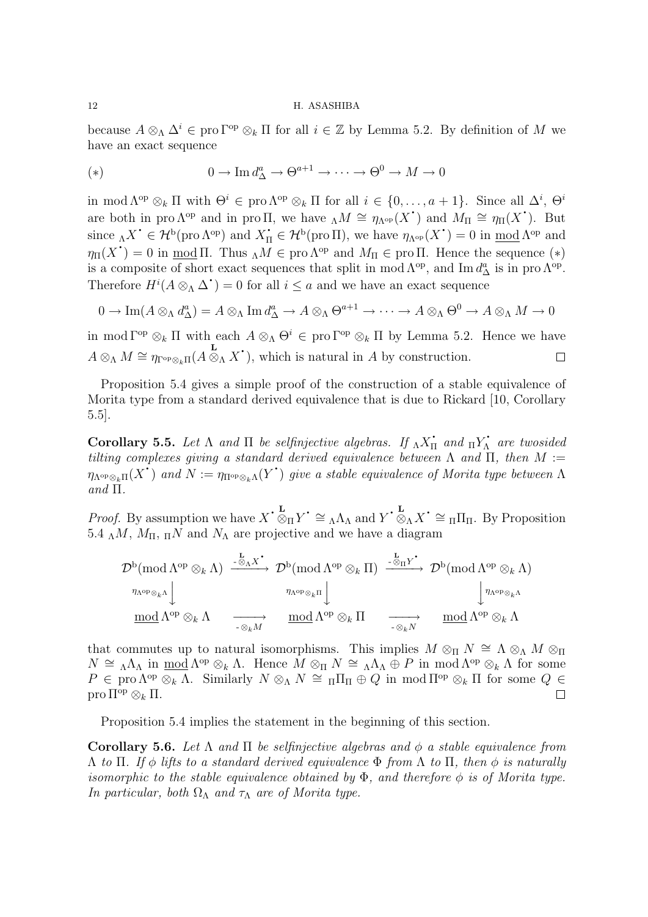because $A \otimes_\Lambda \Delta^i \in \operatorname{pro} \Gamma^{\mathrm{op}} \otimes_k \Pi$ for all $i \in \mathbb{Z}$ by Lemma 5.2. By definition of $M$ we have an exact sequence

$$(*) \qquad 0 \to \operatorname{Im} d_\Delta^a \to \Theta^{a+1} \to \cdots \to \Theta^0 \to M \to 0$$

in $\operatorname{mod} \Lambda^{\mathrm{op}} \otimes_k \Pi$ with $\Theta^i \in \operatorname{pro} \Lambda^{\mathrm{op}} \otimes_k \Pi$ for all $i \in \{0, \dots, a+1\}$. Since all $\Delta^i$, $\Theta^i$ are both in $\operatorname{pro} \Lambda^{\mathrm{op}}$ and in $\operatorname{pro} \Pi$, we have ${}_\Lambda M \cong \eta_{\Lambda^{\mathrm{op}}}(X^\bullet)$ and $M_\Pi \cong \eta_\Pi(X^\bullet)$. But since ${}_\Lambda X^\bullet \in \mathcal{H}^{\mathrm{b}}(\operatorname{pro} \Lambda^{\mathrm{op}})$ and $X_\Pi^\bullet \in \mathcal{H}^{\mathrm{b}}(\operatorname{pro} \Pi)$, we have $\eta_{\Lambda^{\mathrm{op}}}(X^\bullet) = 0$ in $\underline{\operatorname{mod}}\, \Lambda^{\mathrm{op}}$ and $\eta_\Pi(X^\bullet) = 0$ in $\underline{\operatorname{mod}}\, \Pi$. Thus ${}_\Lambda M \in \operatorname{pro} \Lambda^{\mathrm{op}}$ and $M_\Pi \in \operatorname{pro} \Pi$. Hence the sequence $(*)$ is a composite of short exact sequences that split in $\operatorname{mod} \Lambda^{\mathrm{op}}$, and $\operatorname{Im} d_\Delta^a$ is in $\operatorname{pro} \Lambda^{\mathrm{op}}$. Therefore $H^i(A \otimes_\Lambda \Delta^\bullet) = 0$ for all $i \le a$ and we have an exact sequence

$$0 \to \operatorname{Im}(A \otimes_\Lambda d_\Delta^a) = A \otimes_\Lambda \operatorname{Im} d_\Delta^a \to A \otimes_\Lambda \Theta^{a+1} \to \cdots \to A \otimes_\Lambda \Theta^0 \to A \otimes_\Lambda M \to 0$$

in $\operatorname{mod} \Gamma^{\mathrm{op}} \otimes_k \Pi$ with each $A \otimes_\Lambda \Theta^i \in \operatorname{pro} \Gamma^{\mathrm{op}} \otimes_k \Pi$ by Lemma 5.2. Hence we have $A \otimes_\Lambda M \cong \eta_{\Gamma^{\mathrm{op}} \otimes_k \Pi}(A \overset{\mathbf{L}}{\otimes}_\Lambda X^\bullet)$, which is natural in $A$ by construction. $\square$

Proposition 5.4 gives a simple proof of the construction of a stable equivalence of Morita type from a standard derived equivalence that is due to Rickard [10, Corollary 5.5].

**Corollary 5.5.** *Let $\Lambda$ and $\Pi$ be selfinjective algebras. If ${}_\Lambda X_\Pi^\bullet$ and ${}_\Pi Y_\Lambda^\bullet$ are twosided tilting complexes giving a standard derived equivalence between $\Lambda$ and $\Pi$, then $M := \eta_{\Lambda^{\mathrm{op}} \otimes_k \Pi}(X^\bullet)$ and $N := \eta_{\Pi^{\mathrm{op}} \otimes_k \Lambda}(Y^\bullet)$ give a stable equivalence of Morita type between $\Lambda$ and $\Pi$.*

*Proof.* By assumption we have $X^\bullet \overset{\mathbf{L}}{\otimes}_\Pi Y^\bullet \cong {}_\Lambda \Lambda_\Lambda$ and $Y^\bullet \overset{\mathbf{L}}{\otimes}_\Lambda X^\bullet \cong {}_\Pi \Pi_\Pi$. By Proposition 5.4 ${}_\Lambda M$, $M_\Pi$, ${}_\Pi N$ and $N_\Lambda$ are projective and we have a diagram

$$\begin{array}{ccccc}
\mathcal{D}^{\mathrm{b}}(\operatorname{mod} \Lambda^{\mathrm{op}} \otimes_k \Lambda) & \xrightarrow{\ \text{-} \overset{\mathbf{L}}{\otimes}_\Lambda X^\bullet\ } & \mathcal{D}^{\mathrm{b}}(\operatorname{mod} \Lambda^{\mathrm{op}} \otimes_k \Pi) & \xrightarrow{\ \text{-} \overset{\mathbf{L}}{\otimes}_\Pi Y^\bullet\ } & \mathcal{D}^{\mathrm{b}}(\operatorname{mod} \Lambda^{\mathrm{op}} \otimes_k \Lambda) \\
\downarrow{\scriptstyle \eta_{\Lambda^{\mathrm{op}} \otimes_k \Lambda}} & & \downarrow{\scriptstyle \eta_{\Lambda^{\mathrm{op}} \otimes_k \Pi}} & & \downarrow{\scriptstyle \eta_{\Lambda^{\mathrm{op}} \otimes_k \Lambda}} \\
\underline{\operatorname{mod}}\, \Lambda^{\mathrm{op}} \otimes_k \Lambda & \xrightarrow[\text{-} \otimes_k M]{} & \underline{\operatorname{mod}}\, \Lambda^{\mathrm{op}} \otimes_k \Pi & \xrightarrow[\text{-} \otimes_k N]{} & \underline{\operatorname{mod}}\, \Lambda^{\mathrm{op}} \otimes_k \Lambda
\end{array}$$

that commutes up to natural isomorphisms. This implies $M \otimes_\Pi N \cong \Lambda \otimes_\Lambda M \otimes_\Pi N \cong {}_\Lambda \Lambda_\Lambda$ in $\underline{\operatorname{mod}}\, \Lambda^{\mathrm{op}} \otimes_k \Lambda$. Hence $M \otimes_\Pi N \cong {}_\Lambda \Lambda_\Lambda \oplus P$ in $\operatorname{mod} \Lambda^{\mathrm{op}} \otimes_k \Lambda$ for some $P \in \operatorname{pro} \Lambda^{\mathrm{op}} \otimes_k \Lambda$. Similarly $N \otimes_\Lambda N \cong {}_\Pi \Pi_\Pi \oplus Q$ in $\operatorname{mod} \Pi^{\mathrm{op}} \otimes_k \Pi$ for some $Q \in \operatorname{pro} \Pi^{\mathrm{op}} \otimes_k \Pi$. $\square$

Proposition 5.4 implies the statement in the beginning of this section.

**Corollary 5.6.** *Let $\Lambda$ and $\Pi$ be selfinjective algebras and $\phi$ a stable equivalence from $\Lambda$ to $\Pi$. If $\phi$ lifts to a standard derived equivalence $\Phi$ from $\Lambda$ to $\Pi$, then $\phi$ is naturally isomorphic to the stable equivalence obtained by $\Phi$, and therefore $\phi$ is of Morita type. In particular, both $\Omega_\Lambda$ and $\tau_\Lambda$ are of Morita type.*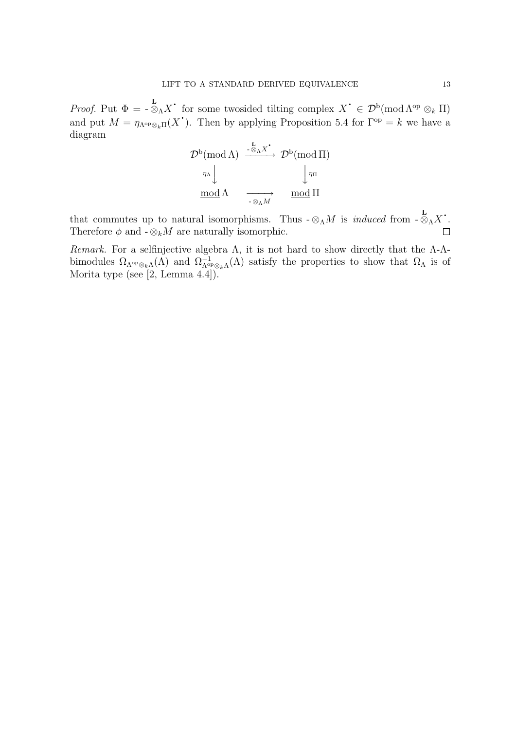*Proof.* Put $\Phi = \text{-}\overset{\mathbf{L}}{\otimes}_{\Lambda} X^{\bullet}$ for some twosided tilting complex $X^{\bullet} \in \mathcal{D}^{\mathrm{b}}(\operatorname{mod} \Lambda^{\mathrm{op}} \otimes_k \Pi)$ and put $M = \eta_{\Lambda^{\mathrm{op}} \otimes_k \Pi}(X^{\bullet})$. Then by applying Proposition 5.4 for $\Gamma^{\mathrm{op}} = k$ we have a diagram

$$
\begin{array}{ccc}
\mathcal{D}^{\mathrm{b}}(\operatorname{mod} \Lambda) & \xrightarrow{\text{-}\overset{\mathbf{L}}{\otimes}_{\Lambda} X^{\bullet}} & \mathcal{D}^{\mathrm{b}}(\operatorname{mod} \Pi) \\
{\scriptstyle \eta_{\Lambda}} \downarrow & & \downarrow {\scriptstyle \eta_{\Pi}} \\
\underline{\operatorname{mod}}\, \Lambda & \xrightarrow[\text{-}\otimes_{\Lambda} M]{} & \underline{\operatorname{mod}}\, \Pi
\end{array}
$$

that commutes up to natural isomorphisms. Thus $\text{-}\otimes_{\Lambda} M$ is *induced* from $\text{-}\overset{\mathbf{L}}{\otimes}_{\Lambda} X^{\bullet}$. Therefore $\phi$ and $\text{-}\otimes_k M$ are naturally isomorphic. $\square$

*Remark.* For a selfinjective algebra $\Lambda$, it is not hard to show directly that the $\Lambda$-$\Lambda$-bimodules $\Omega_{\Lambda^{\mathrm{op}} \otimes_k \Lambda}(\Lambda)$ and $\Omega^{-1}_{\Lambda^{\mathrm{op}} \otimes_k \Lambda}(\Lambda)$ satisfy the properties to show that $\Omega_{\Lambda}$ is of Morita type (see [2, Lemma 4.4]).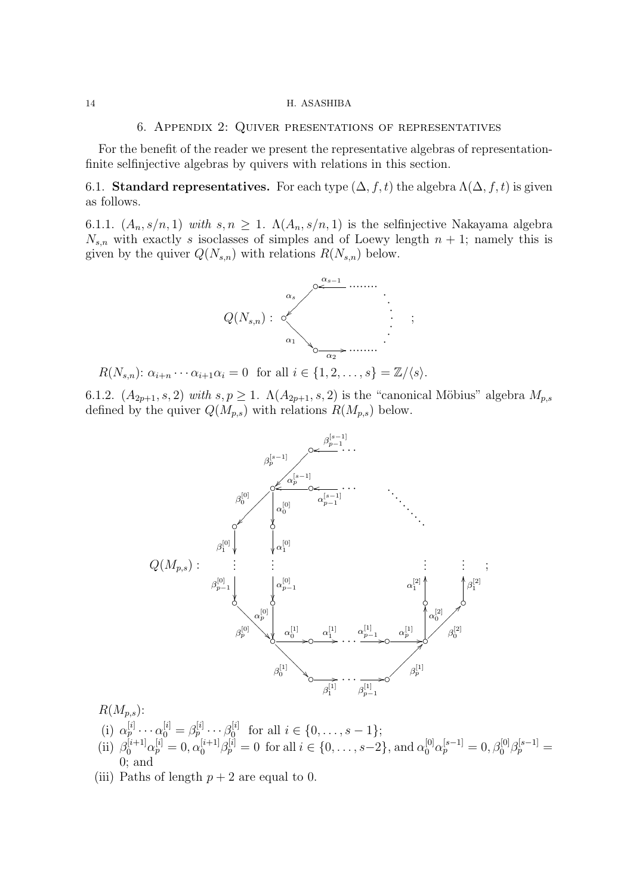## 6. Appendix 2: Quiver presentations of representatives

For the benefit of the reader we present the representative algebras of representation-finite selfinjective algebras by quivers with relations in this section.

**6.1. Standard representatives.** For each type $(\Delta, f, t)$ the algebra $\Lambda(\Delta, f, t)$ is given as follows.

6.1.1. $(A_n, s/n, 1)$ *with* $s, n \geq 1$. $\Lambda(A_n, s/n, 1)$ is the selfinjective Nakayama algebra $N_{s,n}$ with exactly $s$ isoclasses of simples and of Loewy length $n+1$; namely this is given by the quiver $Q(N_{s,n})$ with relations $R(N_{s,n})$ below.

$Q(N_{s,n})$ : ;

$R(N_{s,n})$: $\alpha_{i+n} \cdots \alpha_{i+1}\alpha_i = 0$ for all $i \in \{1, 2, \ldots, s\} = \mathbb{Z}/\langle s \rangle$.

6.1.2. $(A_{2p+1}, s, 2)$ *with* $s, p \geq 1$. $\Lambda(A_{2p+1}, s, 2)$ is the "canonical Möbius" algebra $M_{p,s}$ defined by the quiver $Q(M_{p,s})$ with relations $R(M_{p,s})$ below.

$Q(M_{p,s})$ : ;

$R(M_{p,s})$:

(i) $\alpha_p^{[i]} \cdots \alpha_0^{[i]} = \beta_p^{[i]} \cdots \beta_0^{[i]}$ for all $i \in \{0, \ldots, s-1\}$;

(ii) $\beta_0^{[i+1]}\alpha_p^{[i]} = 0, \alpha_0^{[i+1]}\beta_p^{[i]} = 0$ for all $i \in \{0, \ldots, s-2\}$, and $\alpha_0^{[0]}\alpha_p^{[s-1]} = 0, \beta_0^{[0]}\beta_p^{[s-1]} = 0$; and

(iii) Paths of length $p+2$ are equal to 0.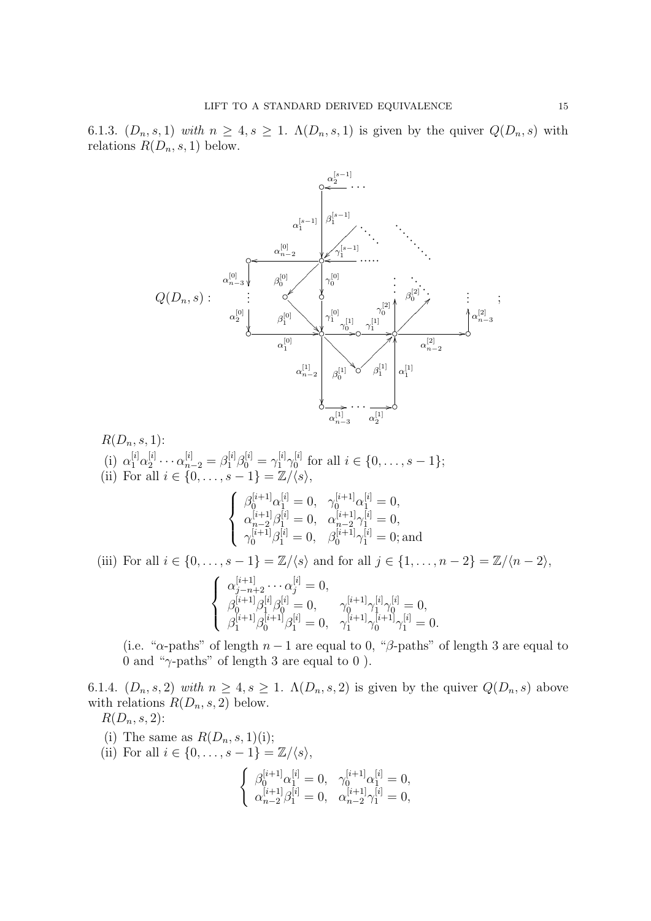6.1.3. $(D_n, s, 1)$ *with* $n \geq 4, s \geq 1$. $\Lambda(D_n, s, 1)$ is given by the quiver $Q(D_n, s)$ with relations $R(D_n, s, 1)$ below.

$Q(D_n, s)$ :

$R(D_n, s, 1)$:

(i) $\alpha_1^{[i]}\alpha_2^{[i]}\cdots\alpha_{n-2}^{[i]} = \beta_1^{[i]}\beta_0^{[i]} = \gamma_1^{[i]}\gamma_0^{[i]}$ for all $i \in \{0, \ldots, s-1\}$;

(ii) For all $i \in \{0, \ldots, s-1\} = \mathbb{Z}/\langle s \rangle$,

$$\begin{cases} \beta_0^{[i+1]}\alpha_1^{[i]} = 0, & \gamma_0^{[i+1]}\alpha_1^{[i]} = 0, \\ \alpha_{n-2}^{[i+1]}\beta_1^{[i]} = 0, & \alpha_{n-2}^{[i+1]}\gamma_1^{[i]} = 0, \\ \gamma_0^{[i+1]}\beta_1^{[i]} = 0, & \beta_0^{[i+1]}\gamma_1^{[i]} = 0; \text{and} \end{cases}$$

(iii) For all $i \in \{0, \ldots, s-1\} = \mathbb{Z}/\langle s \rangle$ and for all $j \in \{1, \ldots, n-2\} = \mathbb{Z}/\langle n-2 \rangle$,

$$\begin{cases} \alpha_{j-n+2}^{[i+1]}\cdots\alpha_j^{[i]} = 0, \\ \beta_0^{[i+1]}\beta_1^{[i]}\beta_0^{[i]} = 0, & \gamma_0^{[i+1]}\gamma_1^{[i]}\gamma_0^{[i]} = 0, \\ \beta_1^{[i+1]}\beta_0^{[i+1]}\beta_1^{[i]} = 0, & \gamma_1^{[i+1]}\gamma_0^{[i+1]}\gamma_1^{[i]} = 0. \end{cases}$$

(i.e. "$\alpha$-paths" of length $n-1$ are equal to 0, "$\beta$-paths" of length 3 are equal to 0 and "$\gamma$-paths" of length 3 are equal to 0 ).

6.1.4. $(D_n, s, 2)$ *with* $n \geq 4, s \geq 1$. $\Lambda(D_n, s, 2)$ is given by the quiver $Q(D_n, s)$ above with relations $R(D_n, s, 2)$ below.

$R(D_n, s, 2)$:

(i) The same as $R(D_n, s, 1)$(i);

(ii) For all $i \in \{0, \ldots, s-1\} = \mathbb{Z}/\langle s \rangle$,

$$\begin{cases} \beta_0^{[i+1]}\alpha_1^{[i]} = 0, & \gamma_0^{[i+1]}\alpha_1^{[i]} = 0, \\ \alpha_{n-2}^{[i+1]}\beta_1^{[i]} = 0, & \alpha_{n-2}^{[i+1]}\gamma_1^{[i]} = 0, \end{cases}$$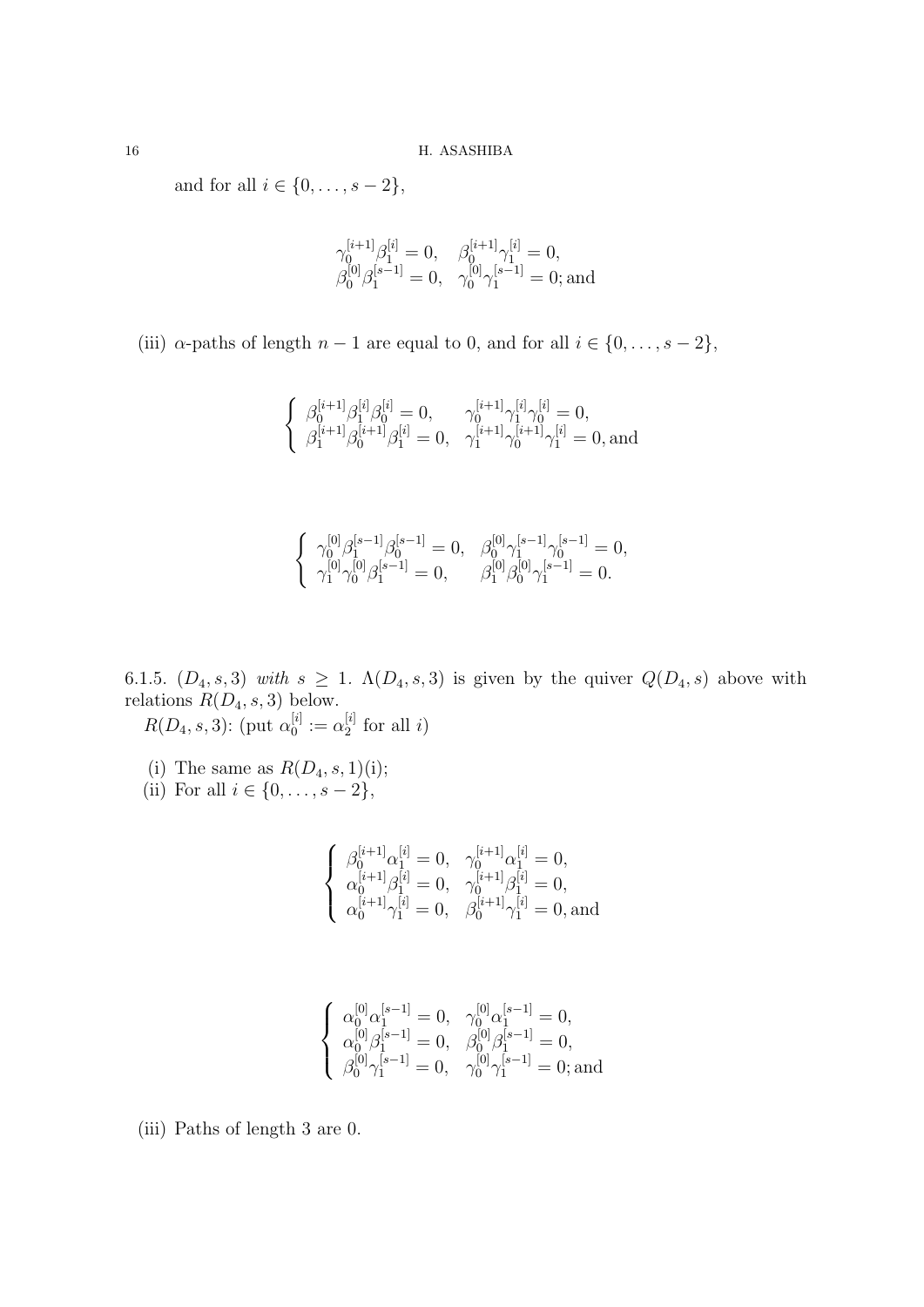and for all $i \in \{0, \dots, s-2\}$,

$$
\begin{array}{ll}
\gamma_0^{[i+1]}\beta_1^{[i]} = 0, & \beta_0^{[i+1]}\gamma_1^{[i]} = 0, \\
\beta_0^{[0]}\beta_1^{[s-1]} = 0, & \gamma_0^{[0]}\gamma_1^{[s-1]} = 0; \text{and}
\end{array}
$$

(iii) $\alpha$-paths of length $n-1$ are equal to 0, and for all $i \in \{0, \dots, s-2\}$,

$$
\left\{
\begin{array}{ll}
\beta_0^{[i+1]}\beta_1^{[i]}\beta_0^{[i]} = 0, & \gamma_0^{[i+1]}\gamma_1^{[i]}\gamma_0^{[i]} = 0, \\
\beta_1^{[i+1]}\beta_0^{[i+1]}\beta_1^{[i]} = 0, & \gamma_1^{[i+1]}\gamma_0^{[i+1]}\gamma_1^{[i]} = 0, \text{and}
\end{array}
\right.
$$

$$
\left\{
\begin{array}{ll}
\gamma_0^{[0]}\beta_1^{[s-1]}\beta_0^{[s-1]} = 0, & \beta_0^{[0]}\gamma_1^{[s-1]}\gamma_0^{[s-1]} = 0, \\
\gamma_1^{[0]}\gamma_0^{[0]}\beta_1^{[s-1]} = 0, & \beta_1^{[0]}\beta_0^{[0]}\gamma_1^{[s-1]} = 0.
\end{array}
\right.
$$

6.1.5. $(D_4, s, 3)$ *with* $s \geq 1$. $\Lambda(D_4, s, 3)$ is given by the quiver $Q(D_4, s)$ above with relations $R(D_4, s, 3)$ below.

$R(D_4, s, 3)$: (put $\alpha_0^{[i]} := \alpha_2^{[i]}$ for all $i$)

(i) The same as $R(D_4, s, 1)$(i);

(ii) For all $i \in \{0, \dots, s-2\}$,

$$
\left\{
\begin{array}{ll}
\beta_0^{[i+1]}\alpha_1^{[i]} = 0, & \gamma_0^{[i+1]}\alpha_1^{[i]} = 0, \\
\alpha_0^{[i+1]}\beta_1^{[i]} = 0, & \gamma_0^{[i+1]}\beta_1^{[i]} = 0, \\
\alpha_0^{[i+1]}\gamma_1^{[i]} = 0, & \beta_0^{[i+1]}\gamma_1^{[i]} = 0, \text{and}
\end{array}
\right.
$$

$$
\left\{
\begin{array}{ll}
\alpha_0^{[0]}\alpha_1^{[s-1]} = 0, & \gamma_0^{[0]}\alpha_1^{[s-1]} = 0, \\
\alpha_0^{[0]}\beta_1^{[s-1]} = 0, & \beta_0^{[0]}\beta_1^{[s-1]} = 0, \\
\beta_0^{[0]}\gamma_1^{[s-1]} = 0, & \gamma_0^{[0]}\gamma_1^{[s-1]} = 0; \text{and}
\end{array}
\right.
$$

(iii) Paths of length 3 are 0.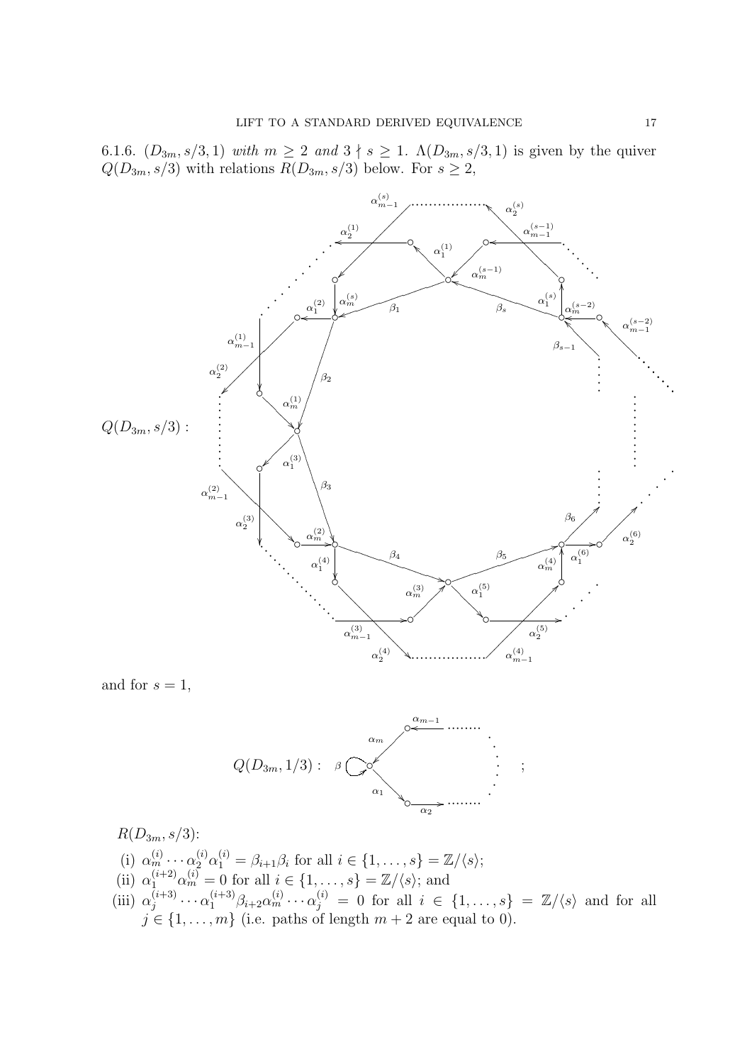6.1.6. $(D_{3m}, s/3, 1)$ *with* $m \geq 2$ *and* $3 \nmid s \geq 1$. $\Lambda(D_{3m}, s/3, 1)$ is given by the quiver $Q(D_{3m}, s/3)$ with relations $R(D_{3m}, s/3)$ below. For $s \geq 2$,

$Q(D_{3m}, s/3)$ :

and for $s = 1$,

$Q(D_{3m}, 1/3)$ : ;

$R(D_{3m}, s/3)$:

(i) $\alpha_m^{(i)} \cdots \alpha_2^{(i)} \alpha_1^{(i)} = \beta_{i+1} \beta_i$ for all $i \in \{1, \ldots, s\} = \mathbb{Z}/\langle s \rangle$;

(ii) $\alpha_1^{(i+2)} \alpha_m^{(i)} = 0$ for all $i \in \{1, \ldots, s\} = \mathbb{Z}/\langle s \rangle$; and

(iii) $\alpha_j^{(i+3)} \cdots \alpha_1^{(i+3)} \beta_{i+2} \alpha_m^{(i)} \cdots \alpha_j^{(i)} = 0$ for all $i \in \{1, \ldots, s\} = \mathbb{Z}/\langle s \rangle$ and for all $j \in \{1, \ldots, m\}$ (i.e. paths of length $m+2$ are equal to 0).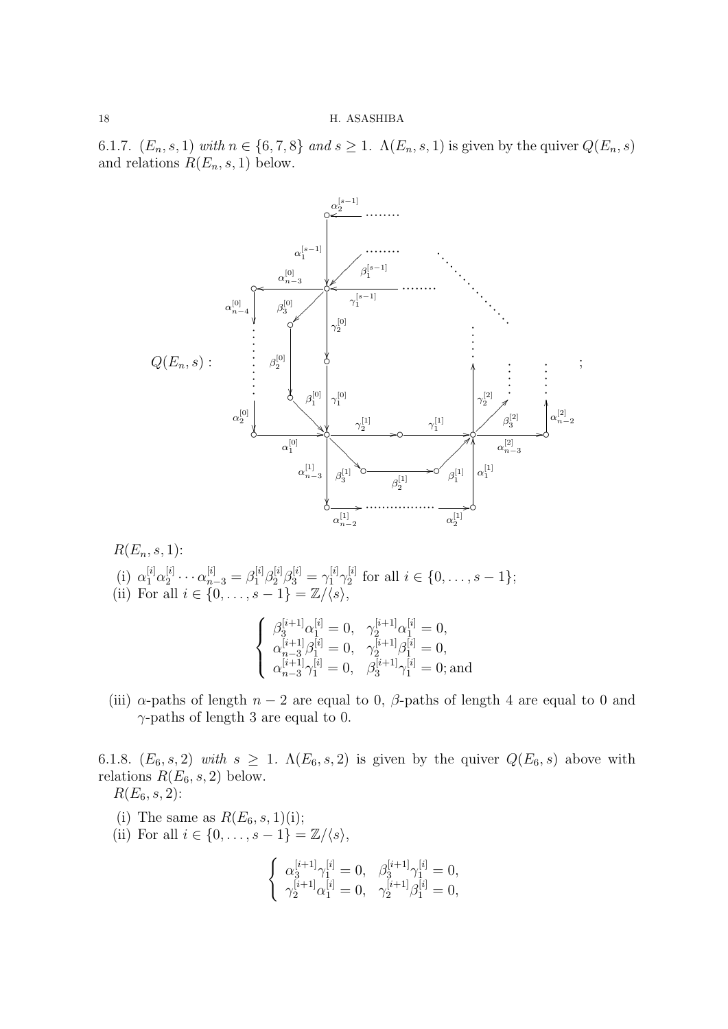6.1.7. $(E_n, s, 1)$ *with* $n \in \{6, 7, 8\}$ *and* $s \geq 1$. $\Lambda(E_n, s, 1)$ is given by the quiver $Q(E_n, s)$ and relations $R(E_n, s, 1)$ below.

$Q(E_n, s)$ :

$R(E_n, s, 1)$:

(i) $\alpha_1^{[i]}\alpha_2^{[i]} \cdots \alpha_{n-3}^{[i]} = \beta_1^{[i]}\beta_2^{[i]}\beta_3^{[i]} = \gamma_1^{[i]}\gamma_2^{[i]}$ for all $i \in \{0, \ldots, s-1\}$;

(ii) For all $i \in \{0, \ldots, s-1\} = \mathbb{Z}/\langle s \rangle$,

$$\begin{cases} \beta_3^{[i+1]}\alpha_1^{[i]} = 0, & \gamma_2^{[i+1]}\alpha_1^{[i]} = 0, \\ \alpha_{n-3}^{[i+1]}\beta_1^{[i]} = 0, & \gamma_2^{[i+1]}\beta_1^{[i]} = 0, \\ \alpha_{n-3}^{[i+1]}\gamma_1^{[i]} = 0, & \beta_3^{[i+1]}\gamma_1^{[i]} = 0; \text{and} \end{cases}$$

(iii) $\alpha$-paths of length $n-2$ are equal to 0, $\beta$-paths of length 4 are equal to 0 and $\gamma$-paths of length 3 are equal to 0.

6.1.8. $(E_6, s, 2)$ *with* $s \geq 1$. $\Lambda(E_6, s, 2)$ is given by the quiver $Q(E_6, s)$ above with relations $R(E_6, s, 2)$ below.

$R(E_6, s, 2)$:

(i) The same as $R(E_6, s, 1)$(i);

(ii) For all $i \in \{0, \ldots, s-1\} = \mathbb{Z}/\langle s \rangle$,

$$\begin{cases} \alpha_3^{[i+1]}\gamma_1^{[i]} = 0, & \beta_3^{[i+1]}\gamma_1^{[i]} = 0, \\ \gamma_2^{[i+1]}\alpha_1^{[i]} = 0, & \gamma_2^{[i+1]}\beta_1^{[i]} = 0, \end{cases}$$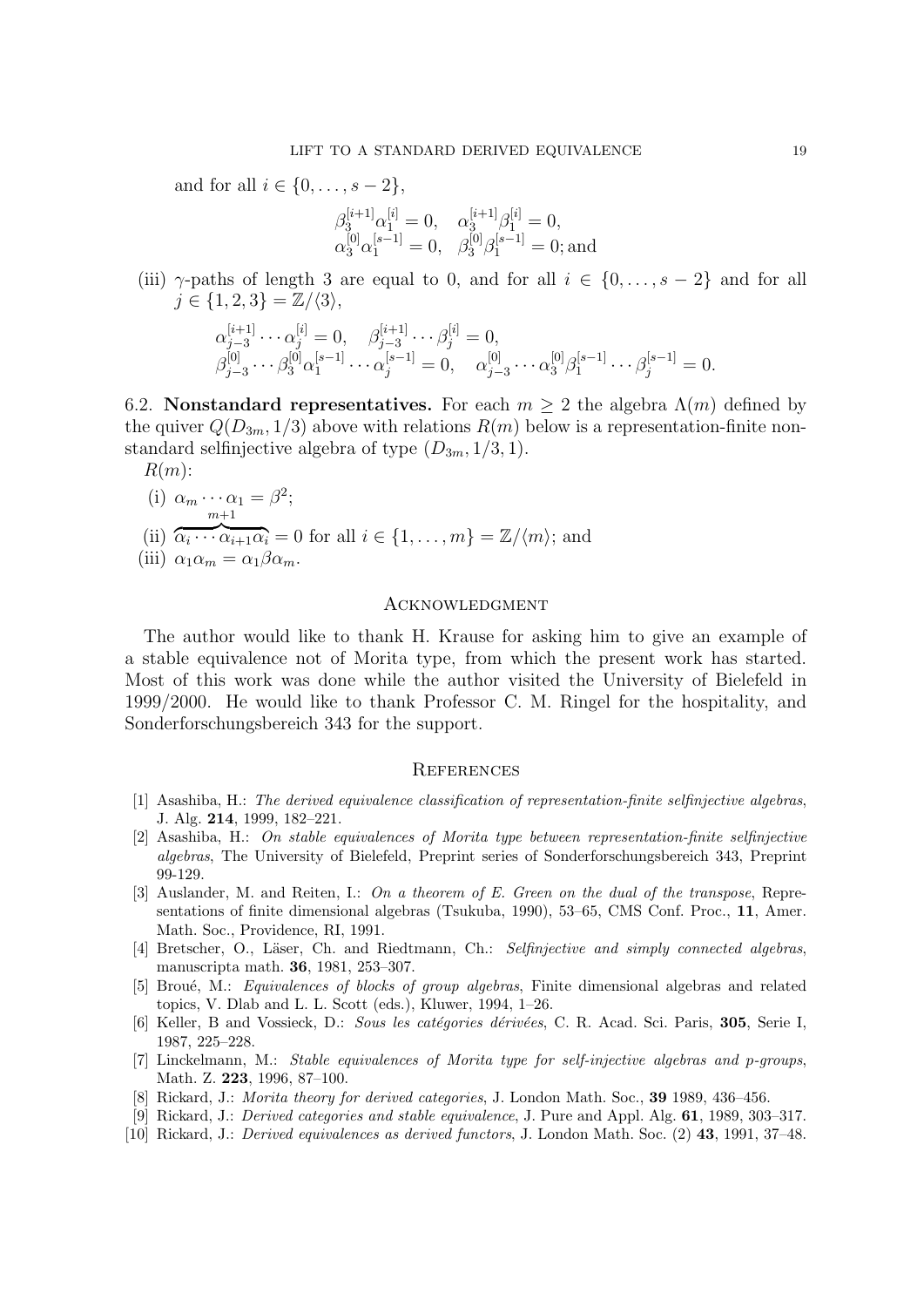and for all $i \in \{0, \dots, s-2\}$,

$$\beta_3^{[i+1]}\alpha_1^{[i]} = 0, \quad \alpha_3^{[i+1]}\beta_1^{[i]} = 0,$$
$$\alpha_3^{[0]}\alpha_1^{[s-1]} = 0, \quad \beta_3^{[0]}\beta_1^{[s-1]} = 0; \text{and}$$

(iii) $\gamma$-paths of length 3 are equal to 0, and for all $i \in \{0, \dots, s-2\}$ and for all $j \in \{1, 2, 3\} = \mathbb{Z}/\langle 3 \rangle$,

$$\alpha_{j-3}^{[i+1]} \cdots \alpha_j^{[i]} = 0, \quad \beta_{j-3}^{[i+1]} \cdots \beta_j^{[i]} = 0,$$
$$\beta_{j-3}^{[0]} \cdots \beta_3^{[0]}\alpha_1^{[s-1]} \cdots \alpha_j^{[s-1]} = 0, \quad \alpha_{j-3}^{[0]} \cdots \alpha_3^{[0]}\beta_1^{[s-1]} \cdots \beta_j^{[s-1]} = 0.$$

6.2. **Nonstandard representatives.** For each $m \geq 2$ the algebra $\Lambda(m)$ defined by the quiver $Q(D_{3m}, 1/3)$ above with relations $R(m)$ below is a representation-finite nonstandard selfinjective algebra of type $(D_{3m}, 1/3, 1)$.

$R(m)$:

(i) $\alpha_m \cdots \alpha_1 = \beta^2$;

(ii) $\overbrace{\alpha_i \cdots \alpha_{i+1}\alpha_i}^{m+1} = 0$ for all $i \in \{1, \dots, m\} = \mathbb{Z}/\langle m \rangle$; and

(iii) $\alpha_1\alpha_m = \alpha_1\beta\alpha_m$.

## Acknowledgment

The author would like to thank H. Krause for asking him to give an example of a stable equivalence not of Morita type, from which the present work has started. Most of this work was done while the author visited the University of Bielefeld in 1999/2000. He would like to thank Professor C. M. Ringel for the hospitality, and Sonderforschungsbereich 343 for the support.

## References

[1] Asashiba, H.: *The derived equivalence classification of representation-finite selfinjective algebras*, J. Alg. **214**, 1999, 182–221.

[2] Asashiba, H.: *On stable equivalences of Morita type between representation-finite selfinjective algebras*, The University of Bielefeld, Preprint series of Sonderforschungsbereich 343, Preprint 99-129.

[3] Auslander, M. and Reiten, I.: *On a theorem of E. Green on the dual of the transpose*, Representations of finite dimensional algebras (Tsukuba, 1990), 53–65, CMS Conf. Proc., **11**, Amer. Math. Soc., Providence, RI, 1991.

[4] Bretscher, O., Läser, Ch. and Riedtmann, Ch.: *Selfinjective and simply connected algebras*, manuscripta math. **36**, 1981, 253–307.

[5] Broué, M.: *Equivalences of blocks of group algebras*, Finite dimensional algebras and related topics, V. Dlab and L. L. Scott (eds.), Kluwer, 1994, 1–26.

[6] Keller, B and Vossieck, D.: *Sous les catégories dérivées*, C. R. Acad. Sci. Paris, **305**, Serie I, 1987, 225–228.

[7] Linckelmann, M.: *Stable equivalences of Morita type for self-injective algebras and p-groups*, Math. Z. **223**, 1996, 87–100.

[8] Rickard, J.: *Morita theory for derived categories*, J. London Math. Soc., **39** 1989, 436–456.

[9] Rickard, J.: *Derived categories and stable equivalence*, J. Pure and Appl. Alg. **61**, 1989, 303–317.

[10] Rickard, J.: *Derived equivalences as derived functors*, J. London Math. Soc. (2) **43**, 1991, 37–48.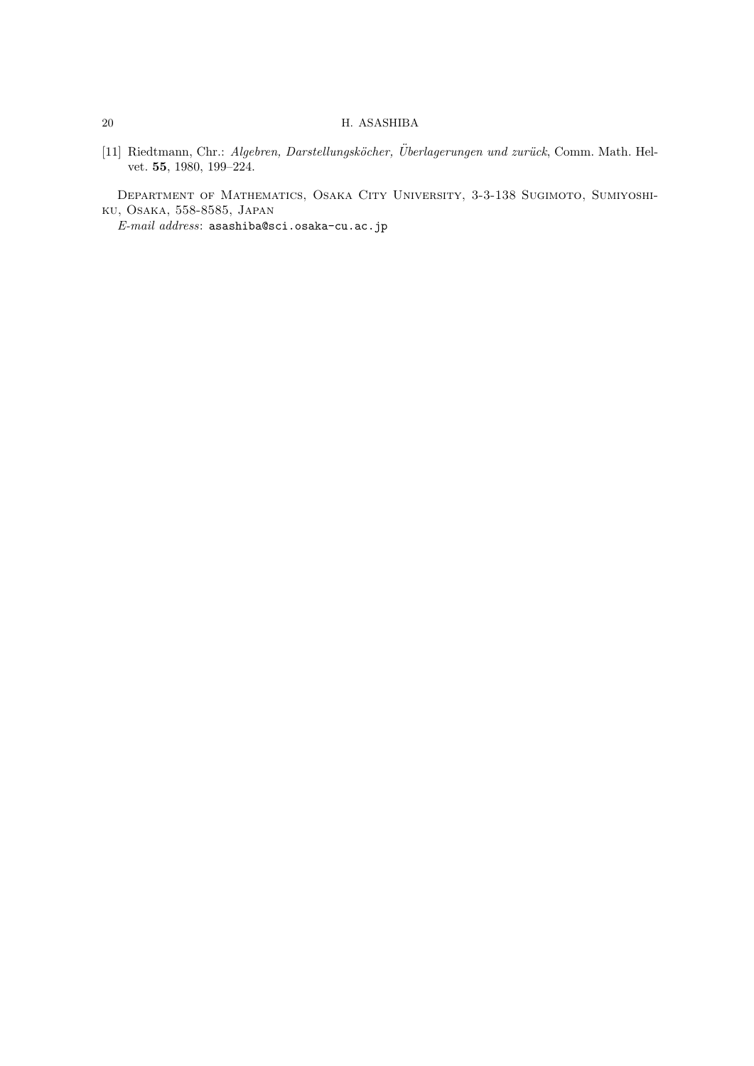[11] Riedtmann, Chr.: *Algebren, Darstellungsköcher, Überlagerungen und zurück*, Comm. Math. Helvet. **55**, 1980, 199–224.

Department of Mathematics, Osaka City University, 3-3-138 Sugimoto, Sumiyoshi-ku, Osaka, 558-8585, Japan

*E-mail address*: `asashiba@sci.osaka-cu.ac.jp`